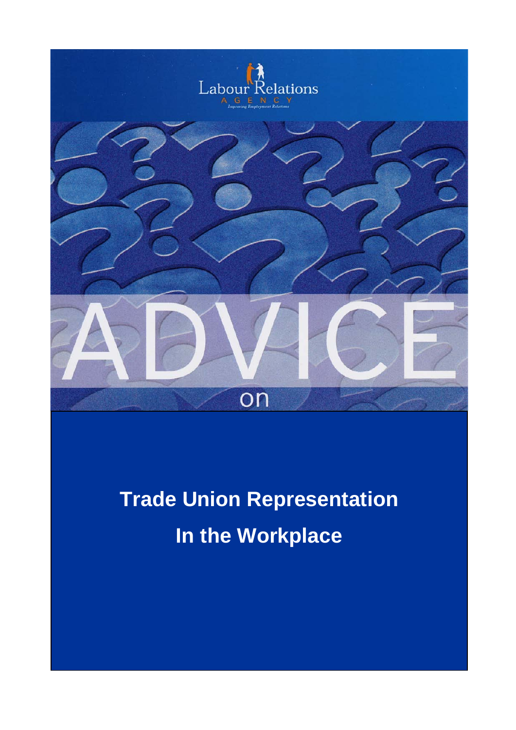Labour Relations

AGENCY

*Improving Employment Relations*

# ADVICE

on

# Trade Union Representation In the Workplace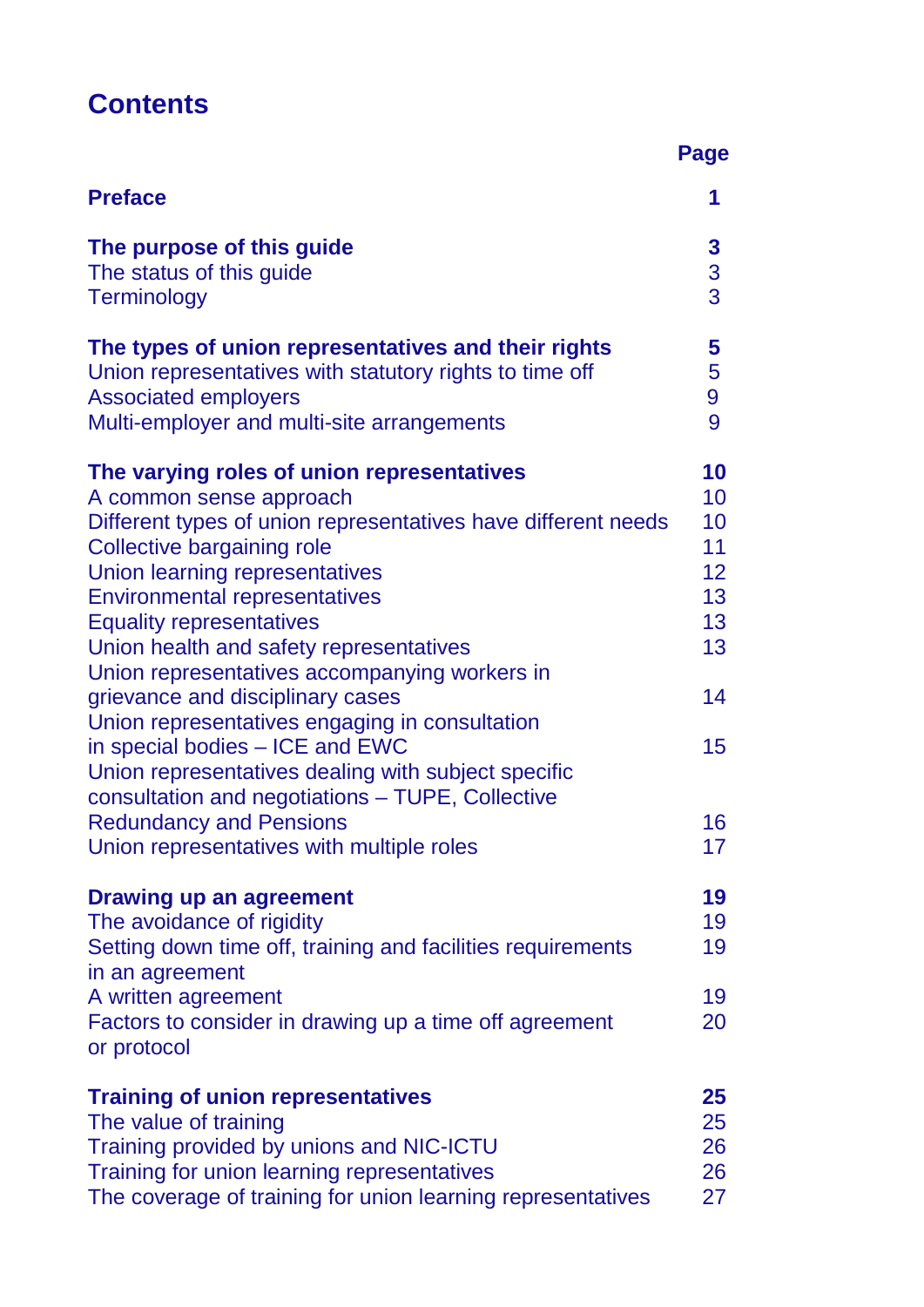# Contents

| | Page |
|---|---|
| **Preface** | **1** |
| **The purpose of this guide** | **3** |
| The status of this guide | 3 |
| Terminology | 3 |
| **The types of union representatives and their rights** | **5** |
| Union representatives with statutory rights to time off | 5 |
| Associated employers | 9 |
| Multi-employer and multi-site arrangements | 9 |
| **The varying roles of union representatives** | **10** |
| A common sense approach | 10 |
| Different types of union representatives have different needs | 10 |
| Collective bargaining role | 11 |
| Union learning representatives | 12 |
| Environmental representatives | 13 |
| Equality representatives | 13 |
| Union health and safety representatives | 13 |
| Union representatives accompanying workers in grievance and disciplinary cases | 14 |
| Union representatives engaging in consultation in special bodies – ICE and EWC | 15 |
| Union representatives dealing with subject specific consultation and negotiations – TUPE, Collective Redundancy and Pensions | 16 |
| Union representatives with multiple roles | 17 |
| **Drawing up an agreement** | **19** |
| The avoidance of rigidity | 19 |
| Setting down time off, training and facilities requirements in an agreement | 19 |
| A written agreement | 19 |
| Factors to consider in drawing up a time off agreement or protocol | 20 |
| **Training of union representatives** | **25** |
| The value of training | 25 |
| Training provided by unions and NIC-ICTU | 26 |
| Training for union learning representatives | 26 |
| The coverage of training for union learning representatives | 27 |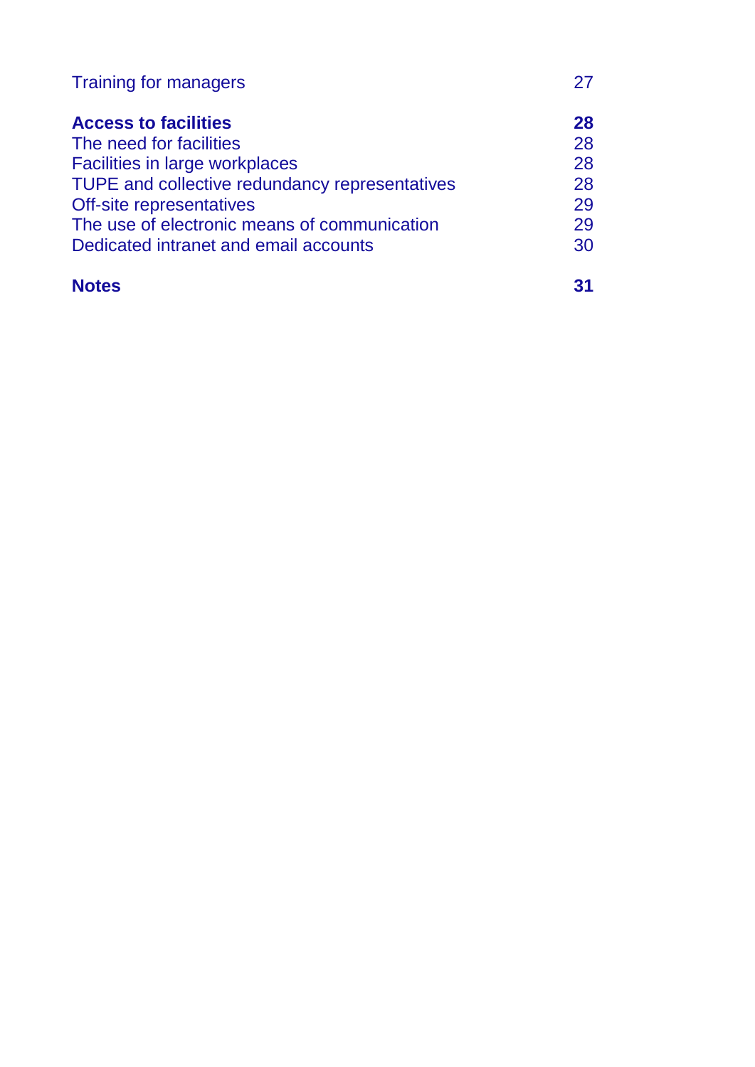Training for managers 27

**Access to facilities** **28**

The need for facilities 28

Facilities in large workplaces 28

TUPE and collective redundancy representatives 28

Off-site representatives 29

The use of electronic means of communication 29

Dedicated intranet and email accounts 30

**Notes** **31**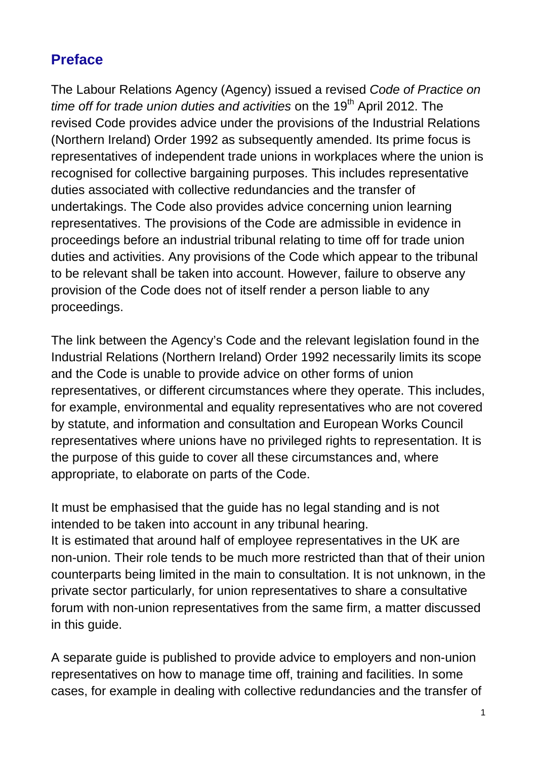## Preface

The Labour Relations Agency (Agency) issued a revised *Code of Practice on time off for trade union duties and activities* on the 19th April 2012. The revised Code provides advice under the provisions of the Industrial Relations (Northern Ireland) Order 1992 as subsequently amended. Its prime focus is representatives of independent trade unions in workplaces where the union is recognised for collective bargaining purposes. This includes representative duties associated with collective redundancies and the transfer of undertakings. The Code also provides advice concerning union learning representatives. The provisions of the Code are admissible in evidence in proceedings before an industrial tribunal relating to time off for trade union duties and activities. Any provisions of the Code which appear to the tribunal to be relevant shall be taken into account. However, failure to observe any provision of the Code does not of itself render a person liable to any proceedings.

The link between the Agency's Code and the relevant legislation found in the Industrial Relations (Northern Ireland) Order 1992 necessarily limits its scope and the Code is unable to provide advice on other forms of union representatives, or different circumstances where they operate. This includes, for example, environmental and equality representatives who are not covered by statute, and information and consultation and European Works Council representatives where unions have no privileged rights to representation. It is the purpose of this guide to cover all these circumstances and, where appropriate, to elaborate on parts of the Code.

It must be emphasised that the guide has no legal standing and is not intended to be taken into account in any tribunal hearing.

It is estimated that around half of employee representatives in the UK are non-union. Their role tends to be much more restricted than that of their union counterparts being limited in the main to consultation. It is not unknown, in the private sector particularly, for union representatives to share a consultative forum with non-union representatives from the same firm, a matter discussed in this guide.

A separate guide is published to provide advice to employers and non-union representatives on how to manage time off, training and facilities. In some cases, for example in dealing with collective redundancies and the transfer of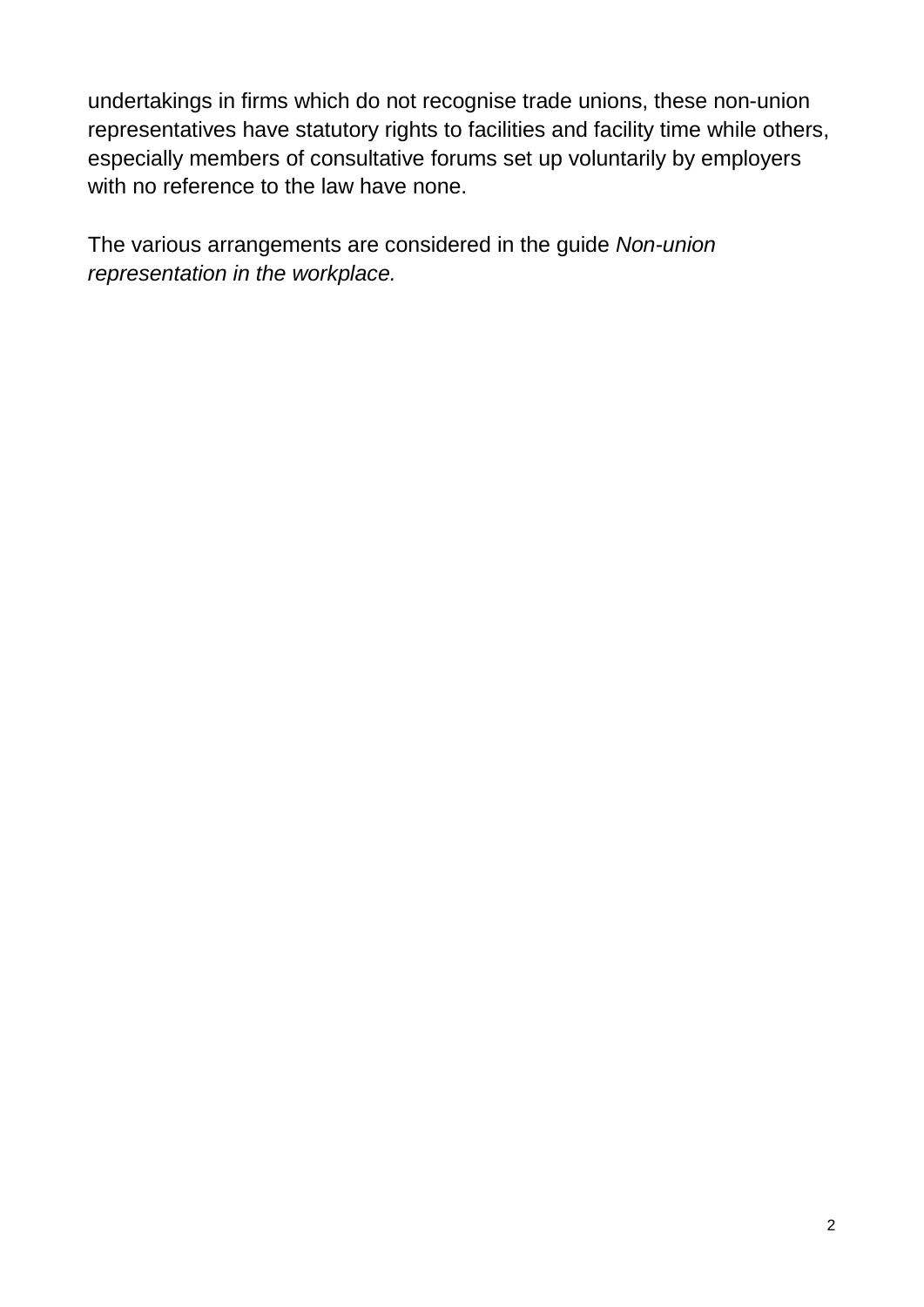undertakings in firms which do not recognise trade unions, these non-union representatives have statutory rights to facilities and facility time while others, especially members of consultative forums set up voluntarily by employers with no reference to the law have none.

The various arrangements are considered in the guide *Non-union representation in the workplace.*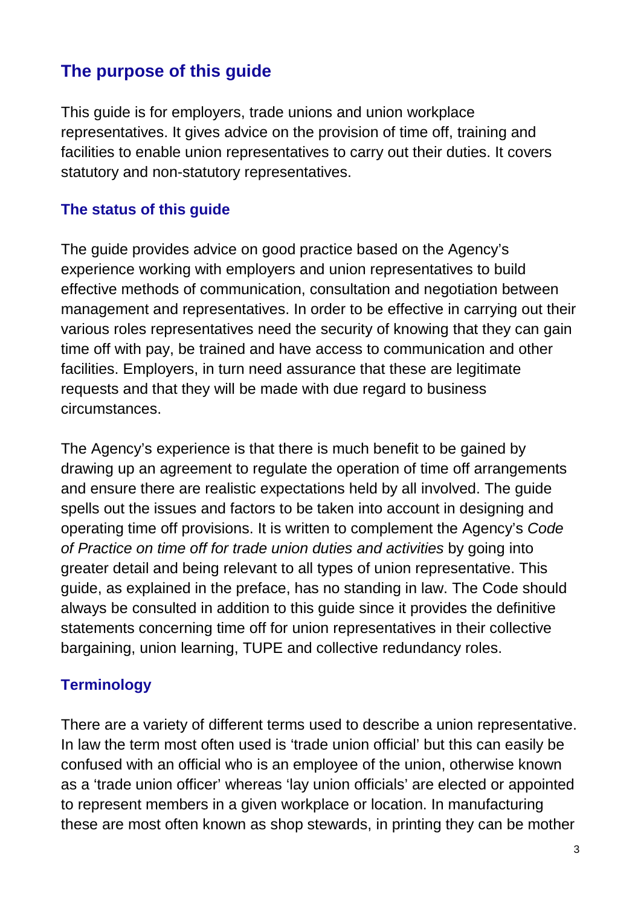## The purpose of this guide

This guide is for employers, trade unions and union workplace representatives. It gives advice on the provision of time off, training and facilities to enable union representatives to carry out their duties. It covers statutory and non-statutory representatives.

### The status of this guide

The guide provides advice on good practice based on the Agency's experience working with employers and union representatives to build effective methods of communication, consultation and negotiation between management and representatives. In order to be effective in carrying out their various roles representatives need the security of knowing that they can gain time off with pay, be trained and have access to communication and other facilities. Employers, in turn need assurance that these are legitimate requests and that they will be made with due regard to business circumstances.

The Agency's experience is that there is much benefit to be gained by drawing up an agreement to regulate the operation of time off arrangements and ensure there are realistic expectations held by all involved. The guide spells out the issues and factors to be taken into account in designing and operating time off provisions. It is written to complement the Agency's *Code of Practice on time off for trade union duties and activities* by going into greater detail and being relevant to all types of union representative. This guide, as explained in the preface, has no standing in law. The Code should always be consulted in addition to this guide since it provides the definitive statements concerning time off for union representatives in their collective bargaining, union learning, TUPE and collective redundancy roles.

### Terminology

There are a variety of different terms used to describe a union representative. In law the term most often used is 'trade union official' but this can easily be confused with an official who is an employee of the union, otherwise known as a 'trade union officer' whereas 'lay union officials' are elected or appointed to represent members in a given workplace or location. In manufacturing these are most often known as shop stewards, in printing they can be mother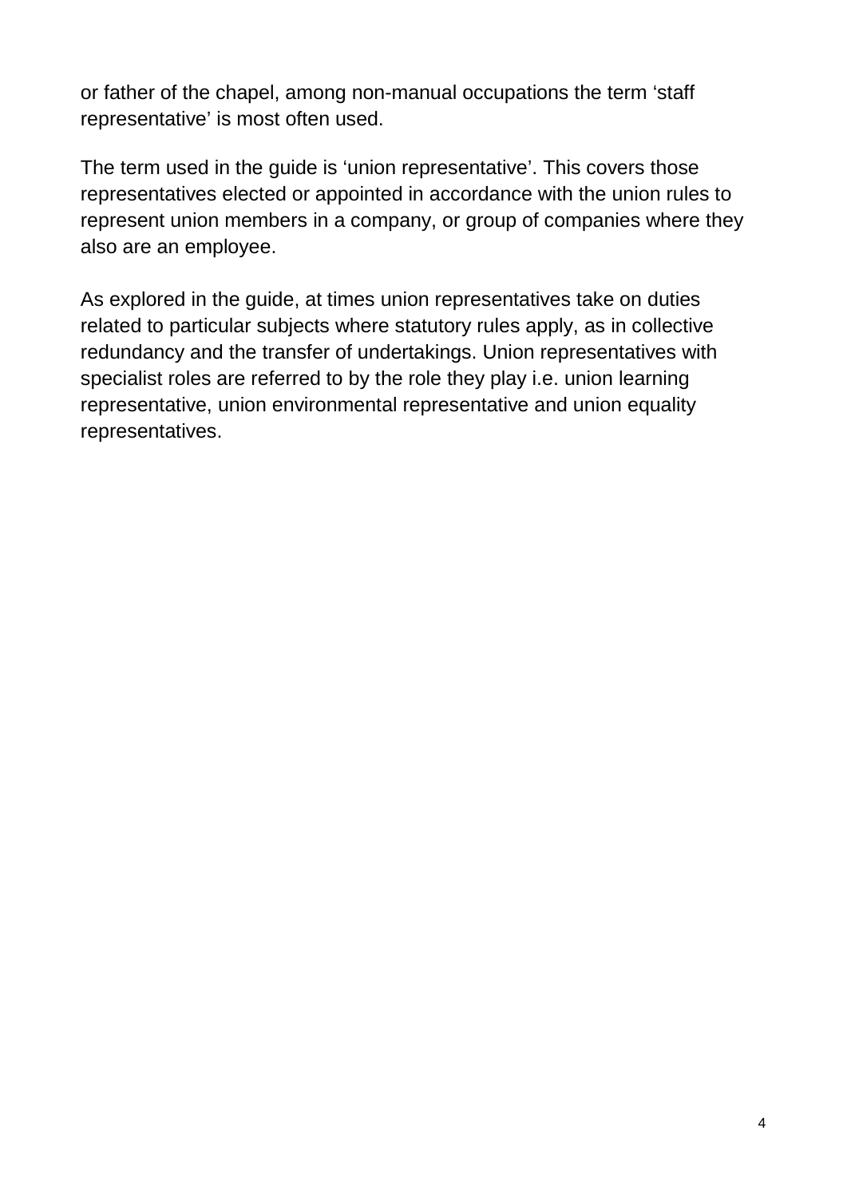or father of the chapel, among non-manual occupations the term ‘staff representative’ is most often used.

The term used in the guide is ‘union representative’. This covers those representatives elected or appointed in accordance with the union rules to represent union members in a company, or group of companies where they also are an employee.

As explored in the guide, at times union representatives take on duties related to particular subjects where statutory rules apply, as in collective redundancy and the transfer of undertakings. Union representatives with specialist roles are referred to by the role they play i.e. union learning representative, union environmental representative and union equality representatives.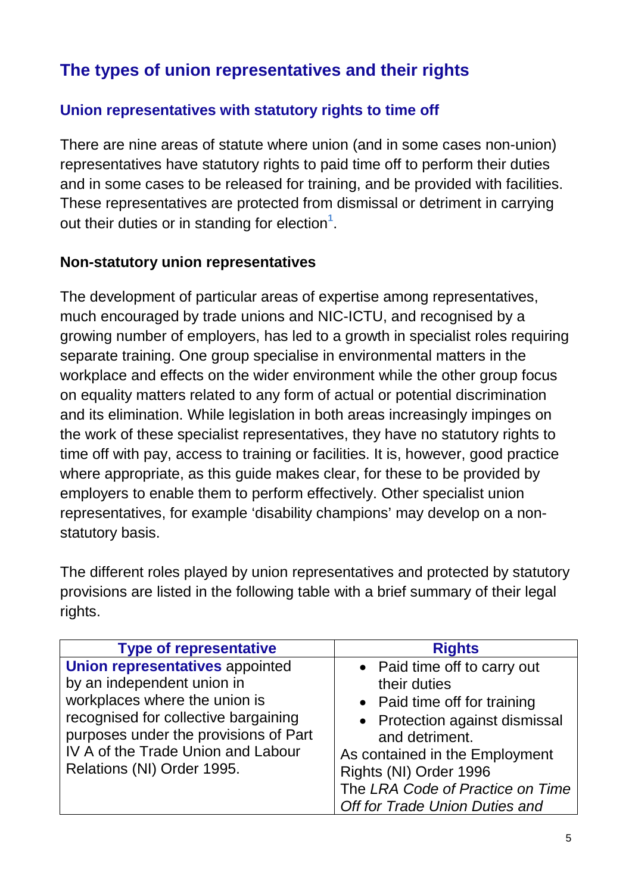## The types of union representatives and their rights

### Union representatives with statutory rights to time off

There are nine areas of statute where union (and in some cases non-union) representatives have statutory rights to paid time off to perform their duties and in some cases to be released for training, and be provided with facilities. These representatives are protected from dismissal or detriment in carrying out their duties or in standing for election[1].

**Non-statutory union representatives**

The development of particular areas of expertise among representatives, much encouraged by trade unions and NIC-ICTU, and recognised by a growing number of employers, has led to a growth in specialist roles requiring separate training. One group specialise in environmental matters in the workplace and effects on the wider environment while the other group focus on equality matters related to any form of actual or potential discrimination and its elimination. While legislation in both areas increasingly impinges on the work of these specialist representatives, they have no statutory rights to time off with pay, access to training or facilities. It is, however, good practice where appropriate, as this guide makes clear, for these to be provided by employers to enable them to perform effectively. Other specialist union representatives, for example 'disability champions' may develop on a non-statutory basis.

The different roles played by union representatives and protected by statutory provisions are listed in the following table with a brief summary of their legal rights.

| Type of representative | Rights |
|---|---|
| **Union representatives** appointed by an independent union in workplaces where the union is recognised for collective bargaining purposes under the provisions of Part IV A of the Trade Union and Labour Relations (NI) Order 1995. | • Paid time off to carry out their duties<br>• Paid time off for training<br>• Protection against dismissal and detriment.<br>As contained in the Employment Rights (NI) Order 1996<br>The *LRA Code of Practice on Time Off for Trade Union Duties and* |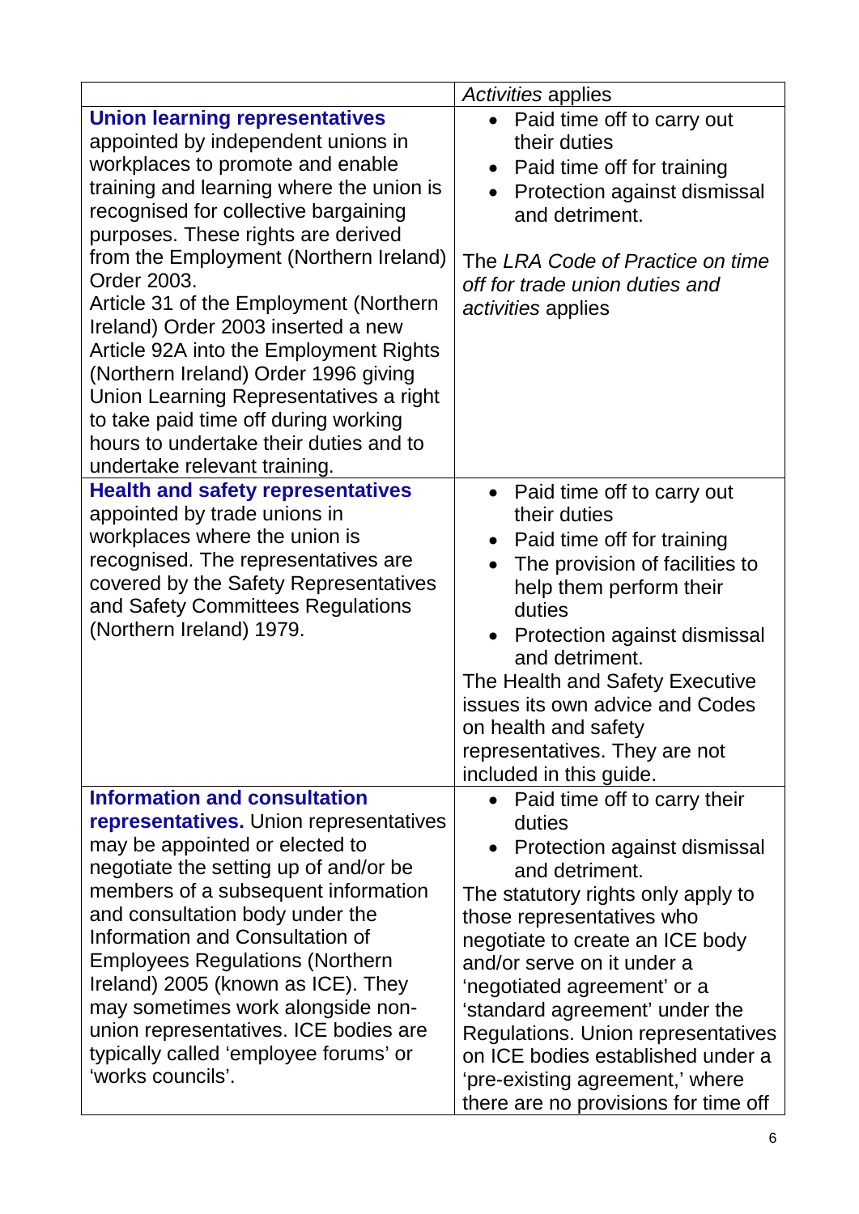| | |
|---|---|
| | *Activities* applies |
| **Union learning representatives** appointed by independent unions in workplaces to promote and enable training and learning where the union is recognised for collective bargaining purposes. These rights are derived from the Employment (Northern Ireland) Order 2003. Article 31 of the Employment (Northern Ireland) Order 2003 inserted a new Article 92A into the Employment Rights (Northern Ireland) Order 1996 giving Union Learning Representatives a right to take paid time off during working hours to undertake their duties and to undertake relevant training. | • Paid time off to carry out their duties<br>• Paid time off for training<br>• Protection against dismissal and detriment.<br><br>The *LRA Code of Practice on time off for trade union duties and activities* applies |
| **Health and safety representatives** appointed by trade unions in workplaces where the union is recognised. The representatives are covered by the Safety Representatives and Safety Committees Regulations (Northern Ireland) 1979. | • Paid time off to carry out their duties<br>• Paid time off for training<br>• The provision of facilities to help them perform their duties<br>• Protection against dismissal and detriment.<br>The Health and Safety Executive issues its own advice and Codes on health and safety representatives. They are not included in this guide. |
| **Information and consultation representatives.** Union representatives may be appointed or elected to negotiate the setting up of and/or be members of a subsequent information and consultation body under the Information and Consultation of Employees Regulations (Northern Ireland) 2005 (known as ICE). They may sometimes work alongside non-union representatives. ICE bodies are typically called 'employee forums' or 'works councils'. | • Paid time off to carry their duties<br>• Protection against dismissal and detriment.<br>The statutory rights only apply to those representatives who negotiate to create an ICE body and/or serve on it under a 'negotiated agreement' or a 'standard agreement' under the Regulations. Union representatives on ICE bodies established under a 'pre-existing agreement,' where there are no provisions for time off |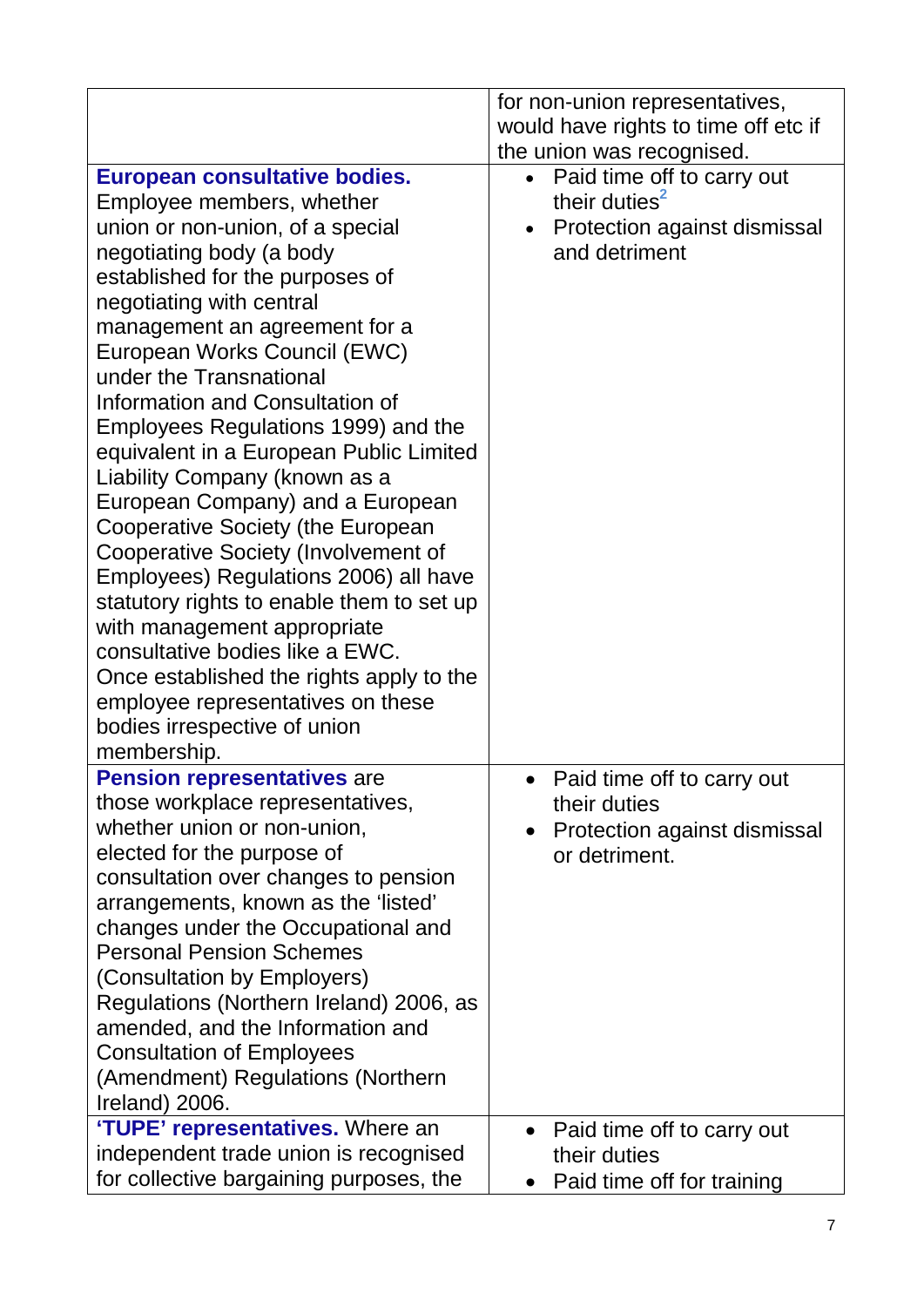| | |
|---|---|
| | for non-union representatives, would have rights to time off etc if the union was recognised. |
| **European consultative bodies.** Employee members, whether union or non-union, of a special negotiating body (a body established for the purposes of negotiating with central management an agreement for a European Works Council (EWC) under the Transnational Information and Consultation of Employees Regulations 1999) and the equivalent in a European Public Limited Liability Company (known as a European Company) and a European Cooperative Society (the European Cooperative Society (Involvement of Employees) Regulations 2006) all have statutory rights to enable them to set up with management appropriate consultative bodies like a EWC. Once established the rights apply to the employee representatives on these bodies irrespective of union membership. | • Paid time off to carry out their duties[2]<br>• Protection against dismissal and detriment |
| **Pension representatives** are those workplace representatives, whether union or non-union, elected for the purpose of consultation over changes to pension arrangements, known as the 'listed' changes under the Occupational and Personal Pension Schemes (Consultation by Employers) Regulations (Northern Ireland) 2006, as amended, and the Information and Consultation of Employees (Amendment) Regulations (Northern Ireland) 2006. | • Paid time off to carry out their duties<br>• Protection against dismissal or detriment. |
| **'TUPE' representatives.** Where an independent trade union is recognised for collective bargaining purposes, the | • Paid time off to carry out their duties<br>• Paid time off for training |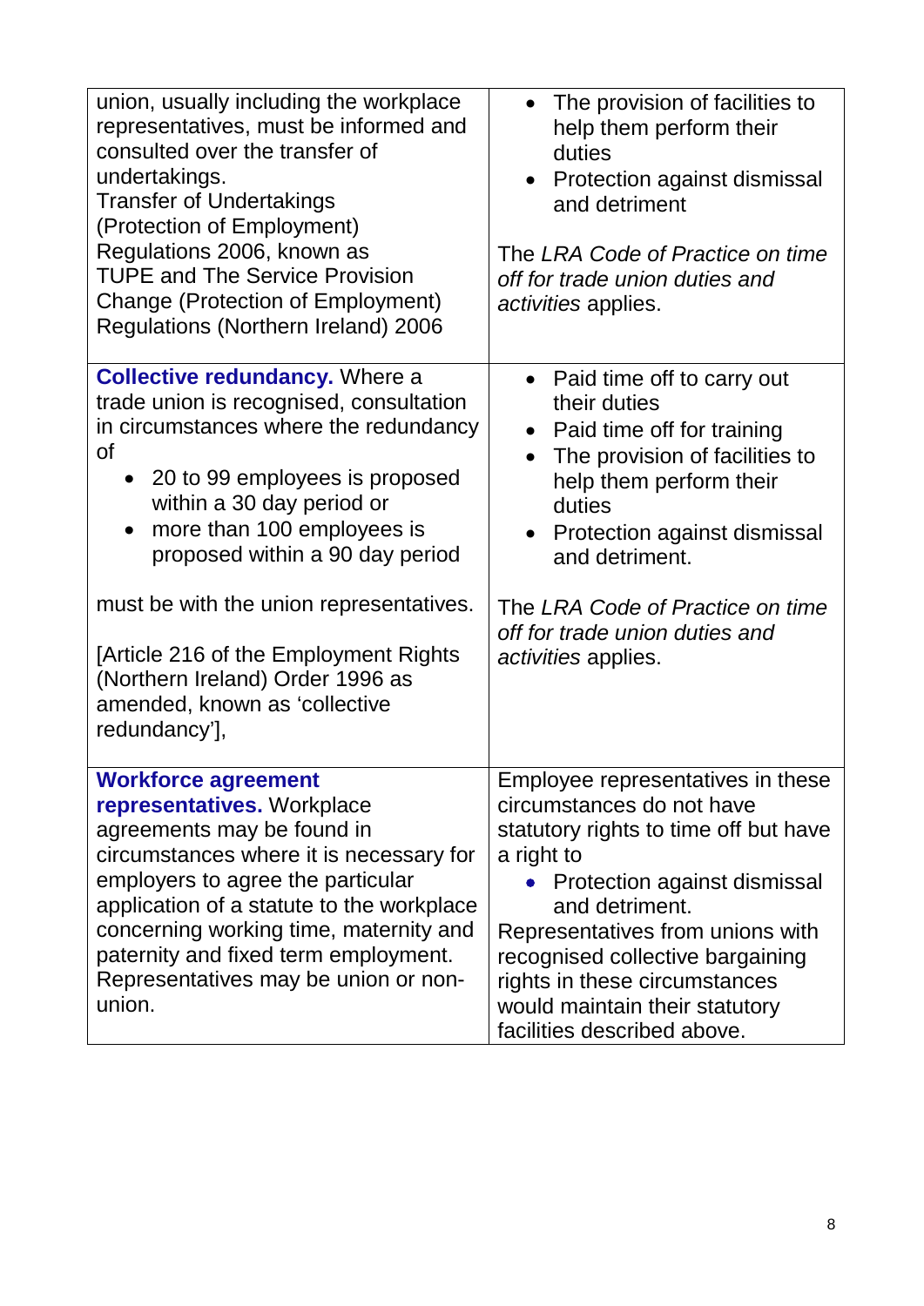| | |
|---|---|
| union, usually including the workplace representatives, must be informed and consulted over the transfer of undertakings.<br>Transfer of Undertakings (Protection of Employment) Regulations 2006, known as TUPE and The Service Provision Change (Protection of Employment) Regulations (Northern Ireland) 2006 | • The provision of facilities to help them perform their duties<br>• Protection against dismissal and detriment<br><br>The *LRA Code of Practice on time off for trade union duties and activities* applies. |
| **Collective redundancy.** Where a trade union is recognised, consultation in circumstances where the redundancy of<br>• 20 to 99 employees is proposed within a 30 day period or<br>• more than 100 employees is proposed within a 90 day period<br><br>must be with the union representatives.<br><br>[Article 216 of the Employment Rights (Northern Ireland) Order 1996 as amended, known as 'collective redundancy'], | • Paid time off to carry out their duties<br>• Paid time off for training<br>• The provision of facilities to help them perform their duties<br>• Protection against dismissal and detriment.<br><br>The *LRA Code of Practice on time off for trade union duties and activities* applies. |
| **Workforce agreement representatives.** Workplace agreements may be found in circumstances where it is necessary for employers to agree the particular application of a statute to the workplace concerning working time, maternity and paternity and fixed term employment. Representatives may be union or non-union. | Employee representatives in these circumstances do not have statutory rights to time off but have a right to<br>• Protection against dismissal and detriment.<br>Representatives from unions with recognised collective bargaining rights in these circumstances would maintain their statutory facilities described above. |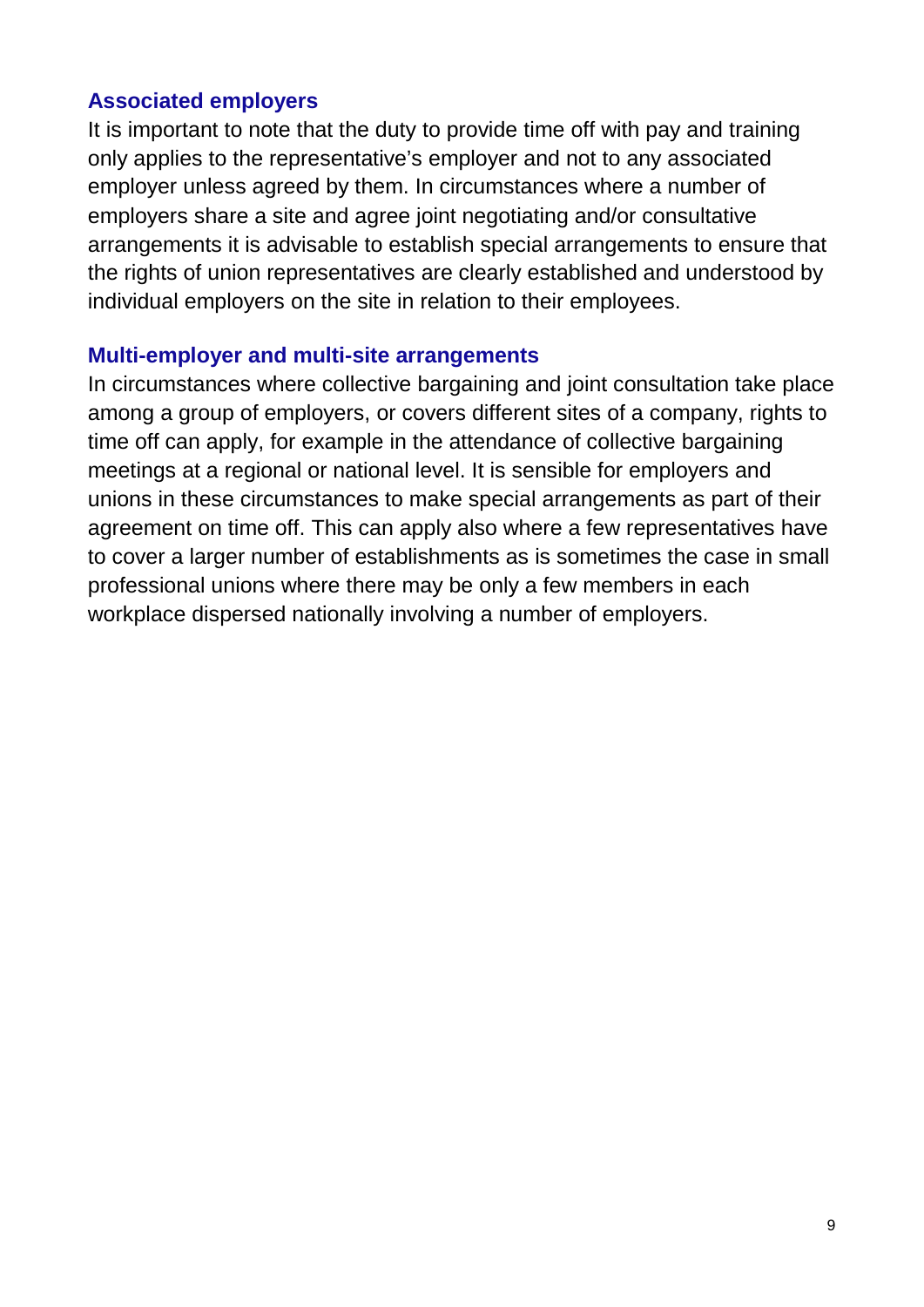### Associated employers

It is important to note that the duty to provide time off with pay and training only applies to the representative's employer and not to any associated employer unless agreed by them. In circumstances where a number of employers share a site and agree joint negotiating and/or consultative arrangements it is advisable to establish special arrangements to ensure that the rights of union representatives are clearly established and understood by individual employers on the site in relation to their employees.

### Multi-employer and multi-site arrangements

In circumstances where collective bargaining and joint consultation take place among a group of employers, or covers different sites of a company, rights to time off can apply, for example in the attendance of collective bargaining meetings at a regional or national level. It is sensible for employers and unions in these circumstances to make special arrangements as part of their agreement on time off. This can apply also where a few representatives have to cover a larger number of establishments as is sometimes the case in small professional unions where there may be only a few members in each workplace dispersed nationally involving a number of employers.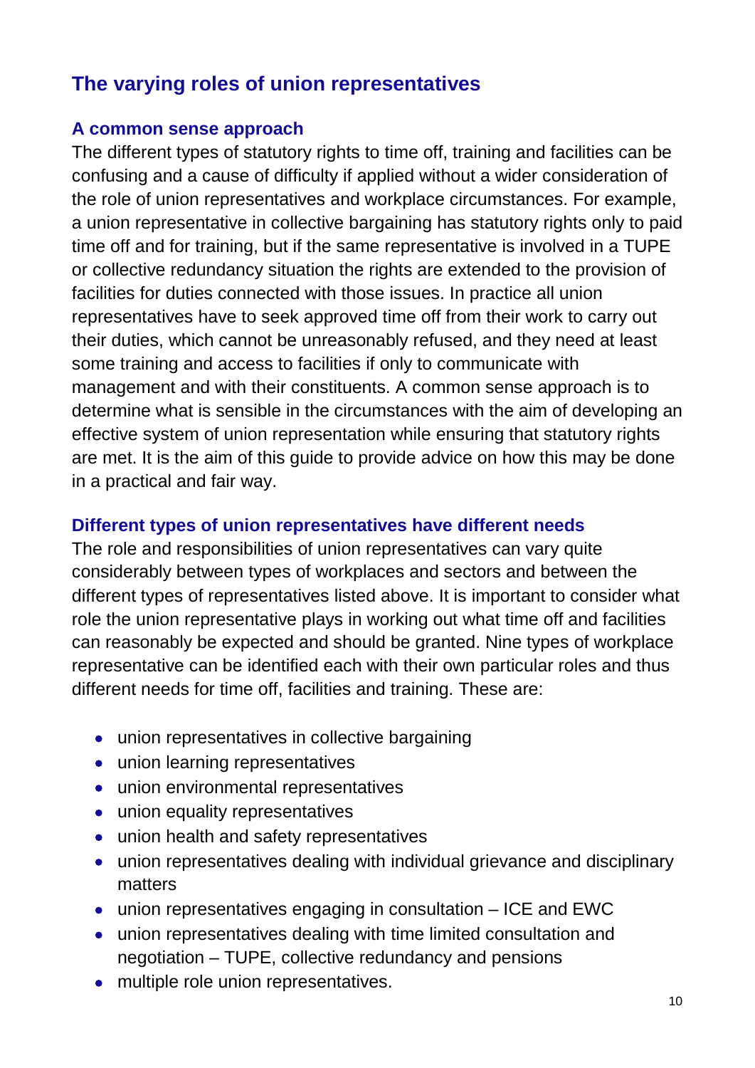## The varying roles of union representatives

### A common sense approach

The different types of statutory rights to time off, training and facilities can be confusing and a cause of difficulty if applied without a wider consideration of the role of union representatives and workplace circumstances. For example, a union representative in collective bargaining has statutory rights only to paid time off and for training, but if the same representative is involved in a TUPE or collective redundancy situation the rights are extended to the provision of facilities for duties connected with those issues. In practice all union representatives have to seek approved time off from their work to carry out their duties, which cannot be unreasonably refused, and they need at least some training and access to facilities if only to communicate with management and with their constituents. A common sense approach is to determine what is sensible in the circumstances with the aim of developing an effective system of union representation while ensuring that statutory rights are met. It is the aim of this guide to provide advice on how this may be done in a practical and fair way.

### Different types of union representatives have different needs

The role and responsibilities of union representatives can vary quite considerably between types of workplaces and sectors and between the different types of representatives listed above. It is important to consider what role the union representative plays in working out what time off and facilities can reasonably be expected and should be granted. Nine types of workplace representative can be identified each with their own particular roles and thus different needs for time off, facilities and training. These are:

- union representatives in collective bargaining
- union learning representatives
- union environmental representatives
- union equality representatives
- union health and safety representatives
- union representatives dealing with individual grievance and disciplinary matters
- union representatives engaging in consultation – ICE and EWC
- union representatives dealing with time limited consultation and negotiation – TUPE, collective redundancy and pensions
- multiple role union representatives.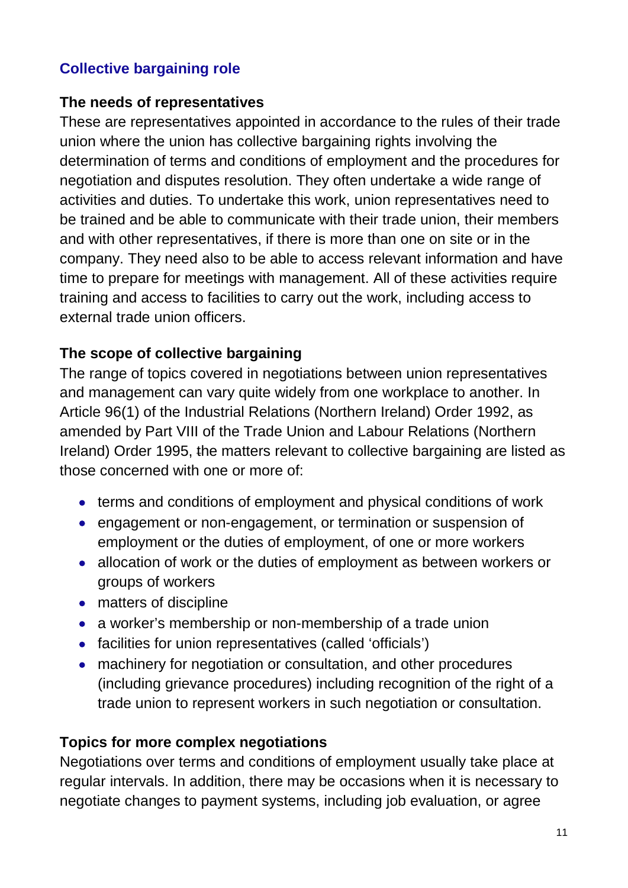## Collective bargaining role

### The needs of representatives

These are representatives appointed in accordance to the rules of their trade union where the union has collective bargaining rights involving the determination of terms and conditions of employment and the procedures for negotiation and disputes resolution. They often undertake a wide range of activities and duties. To undertake this work, union representatives need to be trained and be able to communicate with their trade union, their members and with other representatives, if there is more than one on site or in the company. They need also to be able to access relevant information and have time to prepare for meetings with management. All of these activities require training and access to facilities to carry out the work, including access to external trade union officers.

### The scope of collective bargaining

The range of topics covered in negotiations between union representatives and management can vary quite widely from one workplace to another. In Article 96(1) of the Industrial Relations (Northern Ireland) Order 1992, as amended by Part VIII of the Trade Union and Labour Relations (Northern Ireland) Order 1995, the matters relevant to collective bargaining are listed as those concerned with one or more of:

- terms and conditions of employment and physical conditions of work
- engagement or non-engagement, or termination or suspension of employment or the duties of employment, of one or more workers
- allocation of work or the duties of employment as between workers or groups of workers
- matters of discipline
- a worker's membership or non-membership of a trade union
- facilities for union representatives (called 'officials')
- machinery for negotiation or consultation, and other procedures (including grievance procedures) including recognition of the right of a trade union to represent workers in such negotiation or consultation.

### Topics for more complex negotiations

Negotiations over terms and conditions of employment usually take place at regular intervals. In addition, there may be occasions when it is necessary to negotiate changes to payment systems, including job evaluation, or agree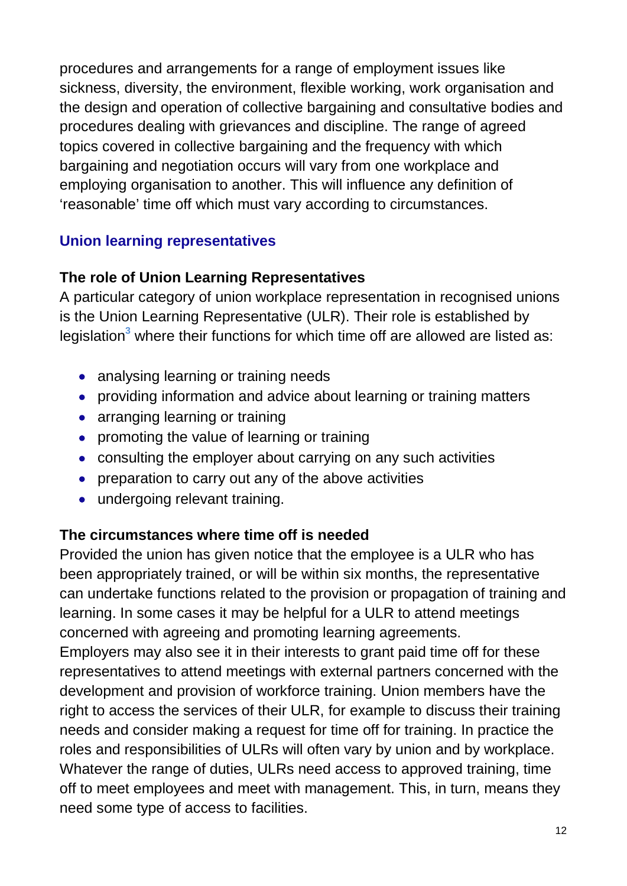procedures and arrangements for a range of employment issues like sickness, diversity, the environment, flexible working, work organisation and the design and operation of collective bargaining and consultative bodies and procedures dealing with grievances and discipline. The range of agreed topics covered in collective bargaining and the frequency with which bargaining and negotiation occurs will vary from one workplace and employing organisation to another. This will influence any definition of 'reasonable' time off which must vary according to circumstances.

## Union learning representatives

### The role of Union Learning Representatives

A particular category of union workplace representation in recognised unions is the Union Learning Representative (ULR). Their role is established by legislation[3] where their functions for which time off are allowed are listed as:

- analysing learning or training needs
- providing information and advice about learning or training matters
- arranging learning or training
- promoting the value of learning or training
- consulting the employer about carrying on any such activities
- preparation to carry out any of the above activities
- undergoing relevant training.

### The circumstances where time off is needed

Provided the union has given notice that the employee is a ULR who has been appropriately trained, or will be within six months, the representative can undertake functions related to the provision or propagation of training and learning. In some cases it may be helpful for a ULR to attend meetings concerned with agreeing and promoting learning agreements.
Employers may also see it in their interests to grant paid time off for these representatives to attend meetings with external partners concerned with the development and provision of workforce training. Union members have the right to access the services of their ULR, for example to discuss their training needs and consider making a request for time off for training. In practice the roles and responsibilities of ULRs will often vary by union and by workplace. Whatever the range of duties, ULRs need access to approved training, time off to meet employees and meet with management. This, in turn, means they need some type of access to facilities.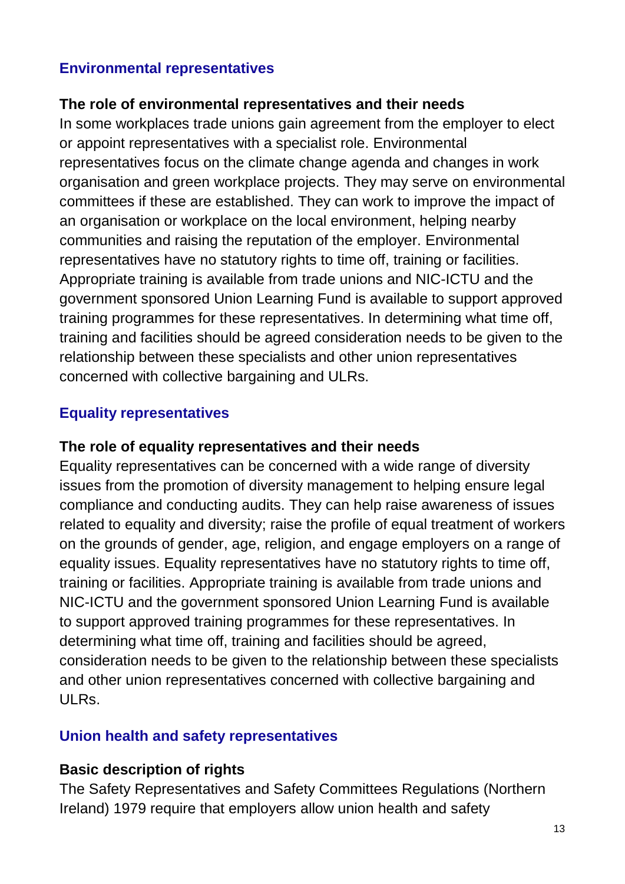## Environmental representatives

### The role of environmental representatives and their needs

In some workplaces trade unions gain agreement from the employer to elect or appoint representatives with a specialist role. Environmental representatives focus on the climate change agenda and changes in work organisation and green workplace projects. They may serve on environmental committees if these are established. They can work to improve the impact of an organisation or workplace on the local environment, helping nearby communities and raising the reputation of the employer. Environmental representatives have no statutory rights to time off, training or facilities. Appropriate training is available from trade unions and NIC-ICTU and the government sponsored Union Learning Fund is available to support approved training programmes for these representatives. In determining what time off, training and facilities should be agreed consideration needs to be given to the relationship between these specialists and other union representatives concerned with collective bargaining and ULRs.

## Equality representatives

### The role of equality representatives and their needs

Equality representatives can be concerned with a wide range of diversity issues from the promotion of diversity management to helping ensure legal compliance and conducting audits. They can help raise awareness of issues related to equality and diversity; raise the profile of equal treatment of workers on the grounds of gender, age, religion, and engage employers on a range of equality issues. Equality representatives have no statutory rights to time off, training or facilities. Appropriate training is available from trade unions and NIC-ICTU and the government sponsored Union Learning Fund is available to support approved training programmes for these representatives. In determining what time off, training and facilities should be agreed, consideration needs to be given to the relationship between these specialists and other union representatives concerned with collective bargaining and ULRs.

## Union health and safety representatives

### Basic description of rights

The Safety Representatives and Safety Committees Regulations (Northern Ireland) 1979 require that employers allow union health and safety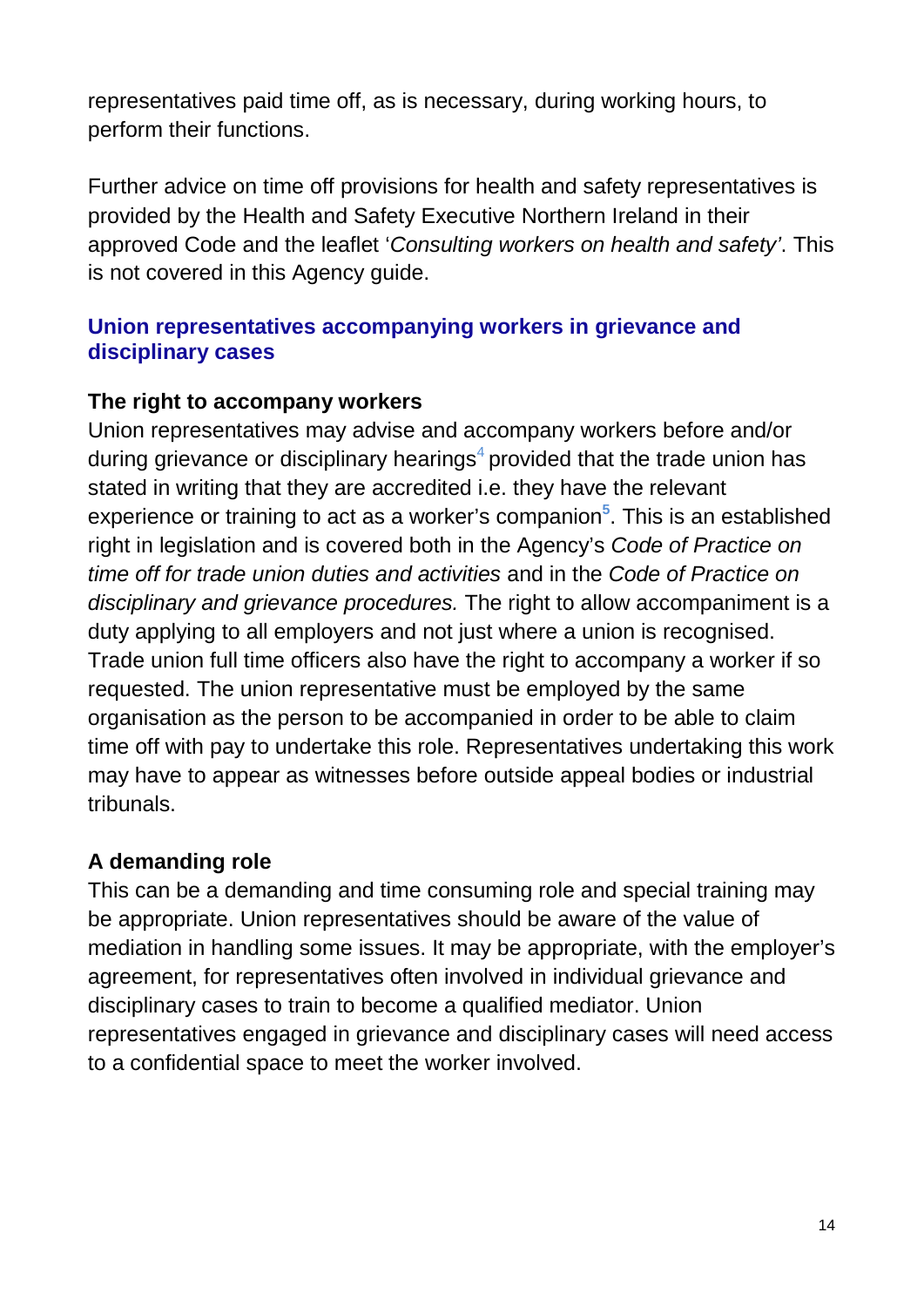representatives paid time off, as is necessary, during working hours, to perform their functions.

Further advice on time off provisions for health and safety representatives is provided by the Health and Safety Executive Northern Ireland in their approved Code and the leaflet '*Consulting workers on health and safety'*. This is not covered in this Agency guide.

## Union representatives accompanying workers in grievance and disciplinary cases

### The right to accompany workers

Union representatives may advise and accompany workers before and/or during grievance or disciplinary hearings[4] provided that the trade union has stated in writing that they are accredited i.e. they have the relevant experience or training to act as a worker's companion[5]. This is an established right in legislation and is covered both in the Agency's *Code of Practice on time off for trade union duties and activities* and in the *Code of Practice on disciplinary and grievance procedures.* The right to allow accompaniment is a duty applying to all employers and not just where a union is recognised. Trade union full time officers also have the right to accompany a worker if so requested. The union representative must be employed by the same organisation as the person to be accompanied in order to be able to claim time off with pay to undertake this role. Representatives undertaking this work may have to appear as witnesses before outside appeal bodies or industrial tribunals.

### A demanding role

This can be a demanding and time consuming role and special training may be appropriate. Union representatives should be aware of the value of mediation in handling some issues. It may be appropriate, with the employer's agreement, for representatives often involved in individual grievance and disciplinary cases to train to become a qualified mediator. Union representatives engaged in grievance and disciplinary cases will need access to a confidential space to meet the worker involved.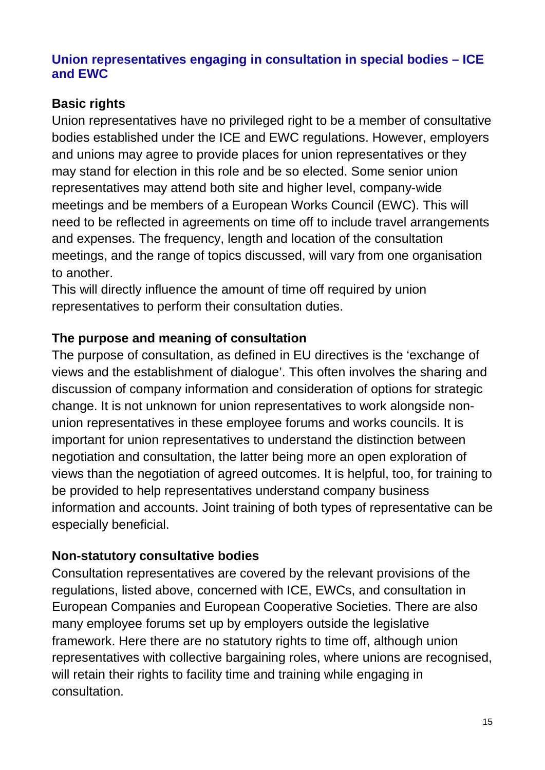## Union representatives engaging in consultation in special bodies – ICE and EWC

### Basic rights

Union representatives have no privileged right to be a member of consultative bodies established under the ICE and EWC regulations. However, employers and unions may agree to provide places for union representatives or they may stand for election in this role and be so elected. Some senior union representatives may attend both site and higher level, company-wide meetings and be members of a European Works Council (EWC). This will need to be reflected in agreements on time off to include travel arrangements and expenses. The frequency, length and location of the consultation meetings, and the range of topics discussed, will vary from one organisation to another.

This will directly influence the amount of time off required by union representatives to perform their consultation duties.

### The purpose and meaning of consultation

The purpose of consultation, as defined in EU directives is the 'exchange of views and the establishment of dialogue'. This often involves the sharing and discussion of company information and consideration of options for strategic change. It is not unknown for union representatives to work alongside non-union representatives in these employee forums and works councils. It is important for union representatives to understand the distinction between negotiation and consultation, the latter being more an open exploration of views than the negotiation of agreed outcomes. It is helpful, too, for training to be provided to help representatives understand company business information and accounts. Joint training of both types of representative can be especially beneficial.

### Non-statutory consultative bodies

Consultation representatives are covered by the relevant provisions of the regulations, listed above, concerned with ICE, EWCs, and consultation in European Companies and European Cooperative Societies. There are also many employee forums set up by employers outside the legislative framework. Here there are no statutory rights to time off, although union representatives with collective bargaining roles, where unions are recognised, will retain their rights to facility time and training while engaging in consultation.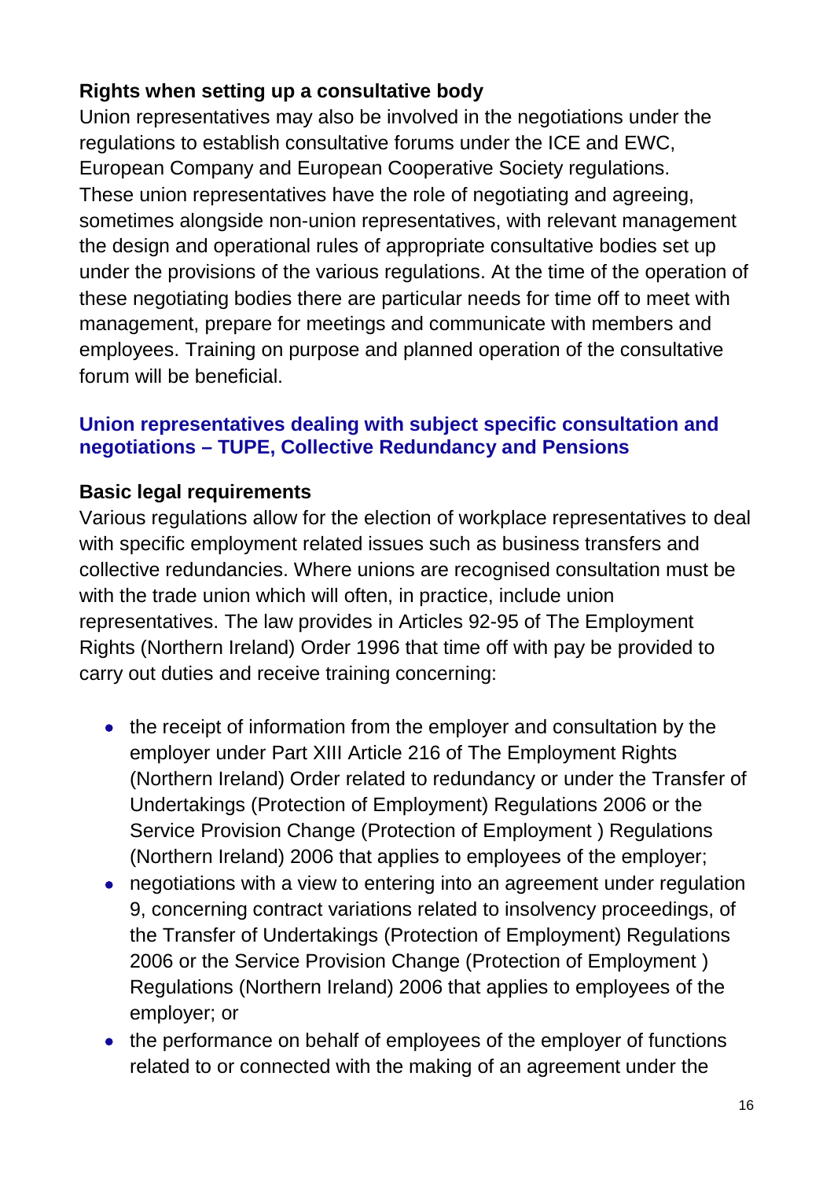### Rights when setting up a consultative body

Union representatives may also be involved in the negotiations under the regulations to establish consultative forums under the ICE and EWC, European Company and European Cooperative Society regulations. These union representatives have the role of negotiating and agreeing, sometimes alongside non-union representatives, with relevant management the design and operational rules of appropriate consultative bodies set up under the provisions of the various regulations. At the time of the operation of these negotiating bodies there are particular needs for time off to meet with management, prepare for meetings and communicate with members and employees. Training on purpose and planned operation of the consultative forum will be beneficial.

## Union representatives dealing with subject specific consultation and negotiations – TUPE, Collective Redundancy and Pensions

### Basic legal requirements

Various regulations allow for the election of workplace representatives to deal with specific employment related issues such as business transfers and collective redundancies. Where unions are recognised consultation must be with the trade union which will often, in practice, include union representatives. The law provides in Articles 92-95 of The Employment Rights (Northern Ireland) Order 1996 that time off with pay be provided to carry out duties and receive training concerning:

- the receipt of information from the employer and consultation by the employer under Part XIII Article 216 of The Employment Rights (Northern Ireland) Order related to redundancy or under the Transfer of Undertakings (Protection of Employment) Regulations 2006 or the Service Provision Change (Protection of Employment ) Regulations (Northern Ireland) 2006 that applies to employees of the employer;
- negotiations with a view to entering into an agreement under regulation 9, concerning contract variations related to insolvency proceedings, of the Transfer of Undertakings (Protection of Employment) Regulations 2006 or the Service Provision Change (Protection of Employment ) Regulations (Northern Ireland) 2006 that applies to employees of the employer; or
- the performance on behalf of employees of the employer of functions related to or connected with the making of an agreement under the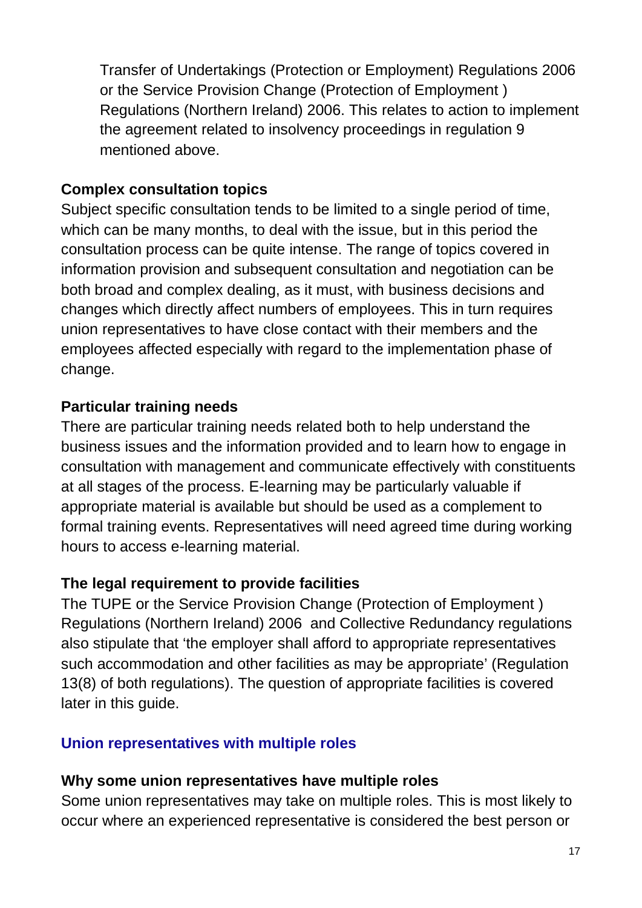Transfer of Undertakings (Protection or Employment) Regulations 2006 or the Service Provision Change (Protection of Employment ) Regulations (Northern Ireland) 2006. This relates to action to implement the agreement related to insolvency proceedings in regulation 9 mentioned above.

**Complex consultation topics**

Subject specific consultation tends to be limited to a single period of time, which can be many months, to deal with the issue, but in this period the consultation process can be quite intense. The range of topics covered in information provision and subsequent consultation and negotiation can be both broad and complex dealing, as it must, with business decisions and changes which directly affect numbers of employees. This in turn requires union representatives to have close contact with their members and the employees affected especially with regard to the implementation phase of change.

**Particular training needs**

There are particular training needs related both to help understand the business issues and the information provided and to learn how to engage in consultation with management and communicate effectively with constituents at all stages of the process. E-learning may be particularly valuable if appropriate material is available but should be used as a complement to formal training events. Representatives will need agreed time during working hours to access e-learning material.

**The legal requirement to provide facilities**

The TUPE or the Service Provision Change (Protection of Employment ) Regulations (Northern Ireland) 2006 and Collective Redundancy regulations also stipulate that 'the employer shall afford to appropriate representatives such accommodation and other facilities as may be appropriate' (Regulation 13(8) of both regulations). The question of appropriate facilities is covered later in this guide.

## Union representatives with multiple roles

**Why some union representatives have multiple roles**

Some union representatives may take on multiple roles. This is most likely to occur where an experienced representative is considered the best person or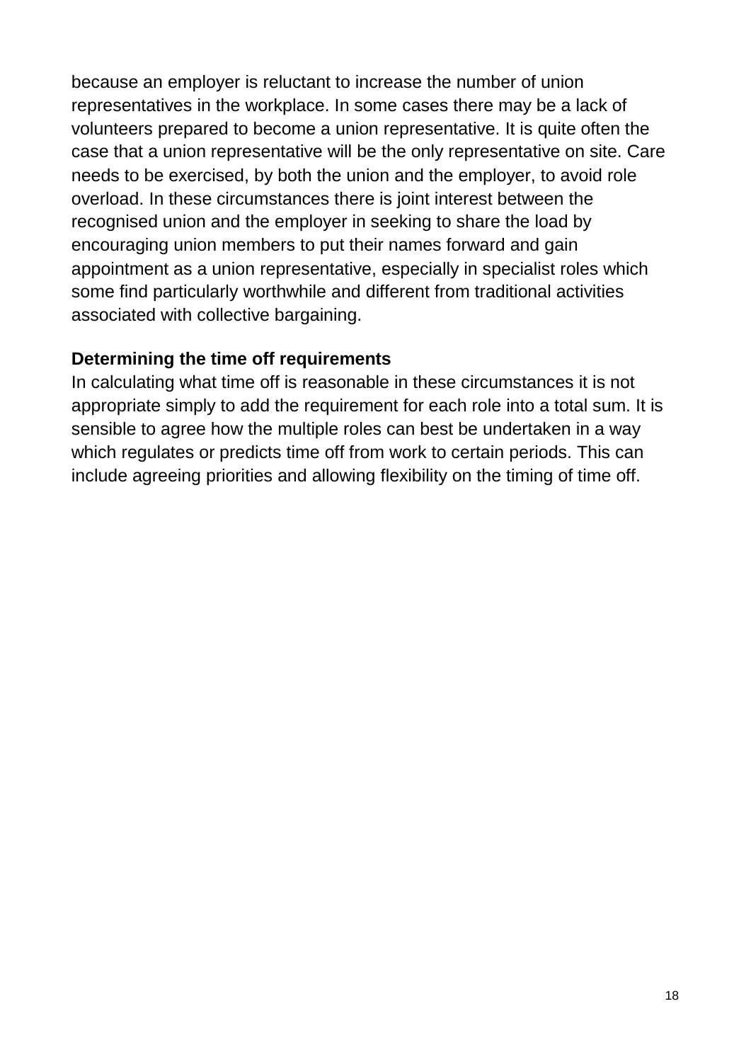because an employer is reluctant to increase the number of union representatives in the workplace. In some cases there may be a lack of volunteers prepared to become a union representative. It is quite often the case that a union representative will be the only representative on site. Care needs to be exercised, by both the union and the employer, to avoid role overload. In these circumstances there is joint interest between the recognised union and the employer in seeking to share the load by encouraging union members to put their names forward and gain appointment as a union representative, especially in specialist roles which some find particularly worthwhile and different from traditional activities associated with collective bargaining.

**Determining the time off requirements**

In calculating what time off is reasonable in these circumstances it is not appropriate simply to add the requirement for each role into a total sum. It is sensible to agree how the multiple roles can best be undertaken in a way which regulates or predicts time off from work to certain periods. This can include agreeing priorities and allowing flexibility on the timing of time off.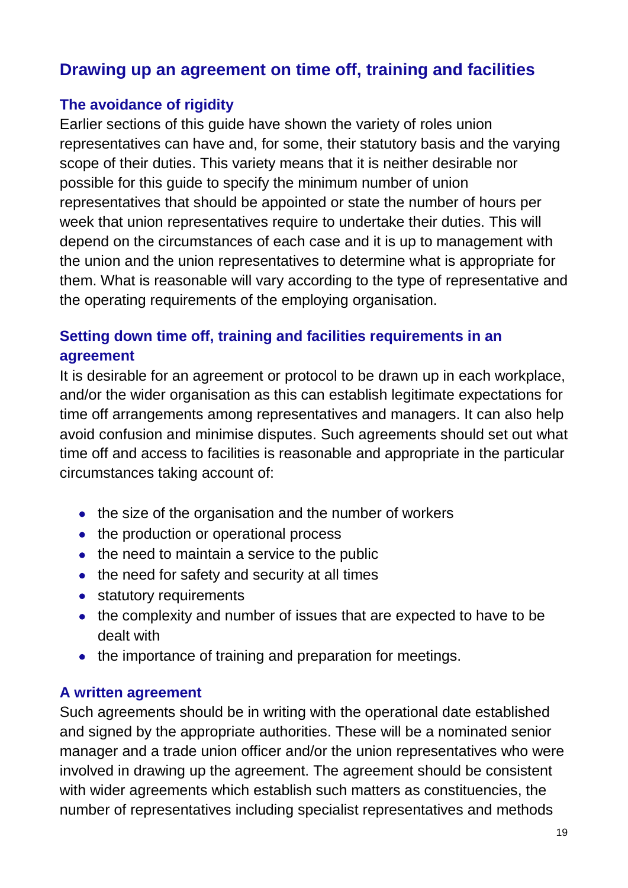## Drawing up an agreement on time off, training and facilities

### The avoidance of rigidity

Earlier sections of this guide have shown the variety of roles union representatives can have and, for some, their statutory basis and the varying scope of their duties. This variety means that it is neither desirable nor possible for this guide to specify the minimum number of union representatives that should be appointed or state the number of hours per week that union representatives require to undertake their duties. This will depend on the circumstances of each case and it is up to management with the union and the union representatives to determine what is appropriate for them. What is reasonable will vary according to the type of representative and the operating requirements of the employing organisation.

### Setting down time off, training and facilities requirements in an agreement

It is desirable for an agreement or protocol to be drawn up in each workplace, and/or the wider organisation as this can establish legitimate expectations for time off arrangements among representatives and managers. It can also help avoid confusion and minimise disputes. Such agreements should set out what time off and access to facilities is reasonable and appropriate in the particular circumstances taking account of:

- the size of the organisation and the number of workers
- the production or operational process
- the need to maintain a service to the public
- the need for safety and security at all times
- statutory requirements
- the complexity and number of issues that are expected to have to be dealt with
- the importance of training and preparation for meetings.

### A written agreement

Such agreements should be in writing with the operational date established and signed by the appropriate authorities. These will be a nominated senior manager and a trade union officer and/or the union representatives who were involved in drawing up the agreement. The agreement should be consistent with wider agreements which establish such matters as constituencies, the number of representatives including specialist representatives and methods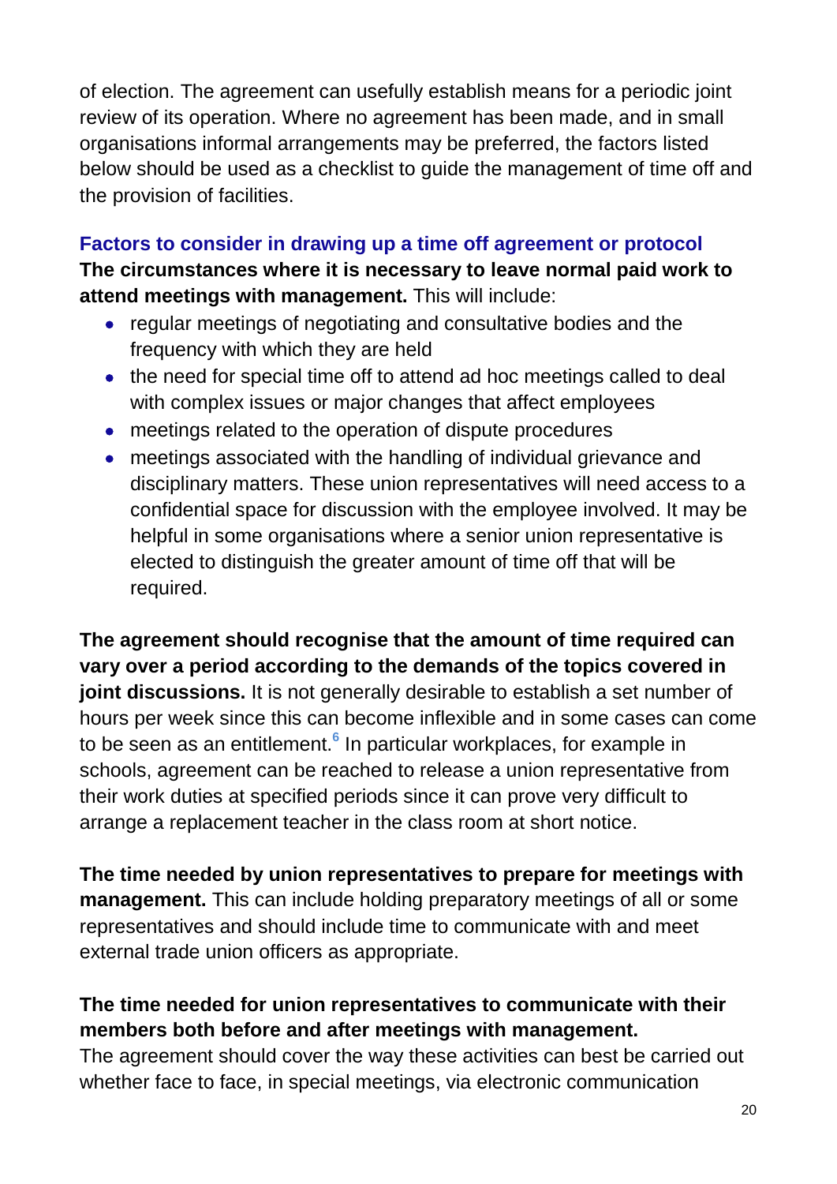of election. The agreement can usefully establish means for a periodic joint review of its operation. Where no agreement has been made, and in small organisations informal arrangements may be preferred, the factors listed below should be used as a checklist to guide the management of time off and the provision of facilities.

### Factors to consider in drawing up a time off agreement or protocol

**The circumstances where it is necessary to leave normal paid work to attend meetings with management.** This will include:

- regular meetings of negotiating and consultative bodies and the frequency with which they are held
- the need for special time off to attend ad hoc meetings called to deal with complex issues or major changes that affect employees
- meetings related to the operation of dispute procedures
- meetings associated with the handling of individual grievance and disciplinary matters. These union representatives will need access to a confidential space for discussion with the employee involved. It may be helpful in some organisations where a senior union representative is elected to distinguish the greater amount of time off that will be required.

**The agreement should recognise that the amount of time required can vary over a period according to the demands of the topics covered in joint discussions.** It is not generally desirable to establish a set number of hours per week since this can become inflexible and in some cases can come to be seen as an entitlement.[6] In particular workplaces, for example in schools, agreement can be reached to release a union representative from their work duties at specified periods since it can prove very difficult to arrange a replacement teacher in the class room at short notice.

**The time needed by union representatives to prepare for meetings with management.** This can include holding preparatory meetings of all or some representatives and should include time to communicate with and meet external trade union officers as appropriate.

**The time needed for union representatives to communicate with their members both before and after meetings with management.** The agreement should cover the way these activities can best be carried out whether face to face, in special meetings, via electronic communication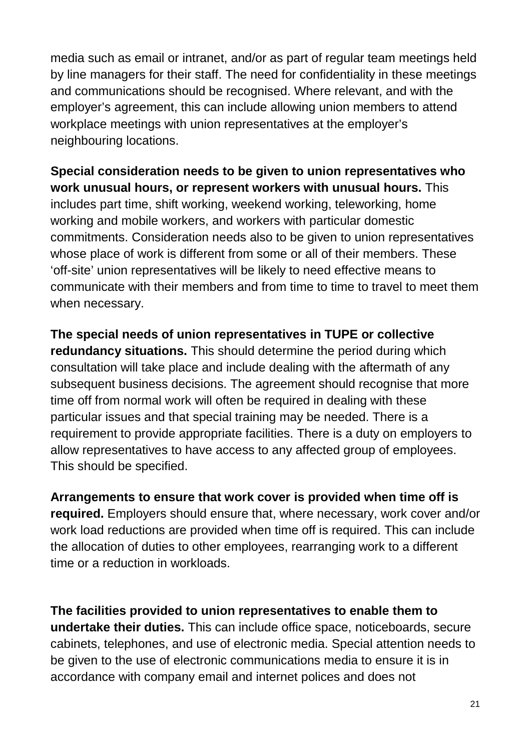media such as email or intranet, and/or as part of regular team meetings held by line managers for their staff. The need for confidentiality in these meetings and communications should be recognised. Where relevant, and with the employer's agreement, this can include allowing union members to attend workplace meetings with union representatives at the employer's neighbouring locations.

**Special consideration needs to be given to union representatives who work unusual hours, or represent workers with unusual hours.** This includes part time, shift working, weekend working, teleworking, home working and mobile workers, and workers with particular domestic commitments. Consideration needs also to be given to union representatives whose place of work is different from some or all of their members. These 'off-site' union representatives will be likely to need effective means to communicate with their members and from time to time to travel to meet them when necessary.

**The special needs of union representatives in TUPE or collective redundancy situations.** This should determine the period during which consultation will take place and include dealing with the aftermath of any subsequent business decisions. The agreement should recognise that more time off from normal work will often be required in dealing with these particular issues and that special training may be needed. There is a requirement to provide appropriate facilities. There is a duty on employers to allow representatives to have access to any affected group of employees. This should be specified.

**Arrangements to ensure that work cover is provided when time off is required.** Employers should ensure that, where necessary, work cover and/or work load reductions are provided when time off is required. This can include the allocation of duties to other employees, rearranging work to a different time or a reduction in workloads.

**The facilities provided to union representatives to enable them to undertake their duties.** This can include office space, noticeboards, secure cabinets, telephones, and use of electronic media. Special attention needs to be given to the use of electronic communications media to ensure it is in accordance with company email and internet polices and does not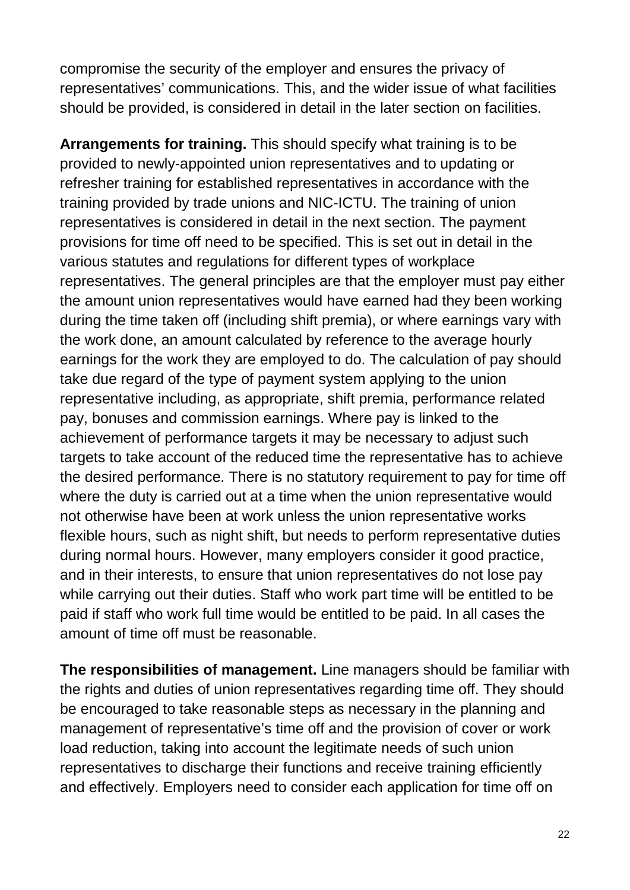compromise the security of the employer and ensures the privacy of representatives' communications. This, and the wider issue of what facilities should be provided, is considered in detail in the later section on facilities.

**Arrangements for training.** This should specify what training is to be provided to newly-appointed union representatives and to updating or refresher training for established representatives in accordance with the training provided by trade unions and NIC-ICTU. The training of union representatives is considered in detail in the next section. The payment provisions for time off need to be specified. This is set out in detail in the various statutes and regulations for different types of workplace representatives. The general principles are that the employer must pay either the amount union representatives would have earned had they been working during the time taken off (including shift premia), or where earnings vary with the work done, an amount calculated by reference to the average hourly earnings for the work they are employed to do. The calculation of pay should take due regard of the type of payment system applying to the union representative including, as appropriate, shift premia, performance related pay, bonuses and commission earnings. Where pay is linked to the achievement of performance targets it may be necessary to adjust such targets to take account of the reduced time the representative has to achieve the desired performance. There is no statutory requirement to pay for time off where the duty is carried out at a time when the union representative would not otherwise have been at work unless the union representative works flexible hours, such as night shift, but needs to perform representative duties during normal hours. However, many employers consider it good practice, and in their interests, to ensure that union representatives do not lose pay while carrying out their duties. Staff who work part time will be entitled to be paid if staff who work full time would be entitled to be paid. In all cases the amount of time off must be reasonable.

**The responsibilities of management.** Line managers should be familiar with the rights and duties of union representatives regarding time off. They should be encouraged to take reasonable steps as necessary in the planning and management of representative's time off and the provision of cover or work load reduction, taking into account the legitimate needs of such union representatives to discharge their functions and receive training efficiently and effectively. Employers need to consider each application for time off on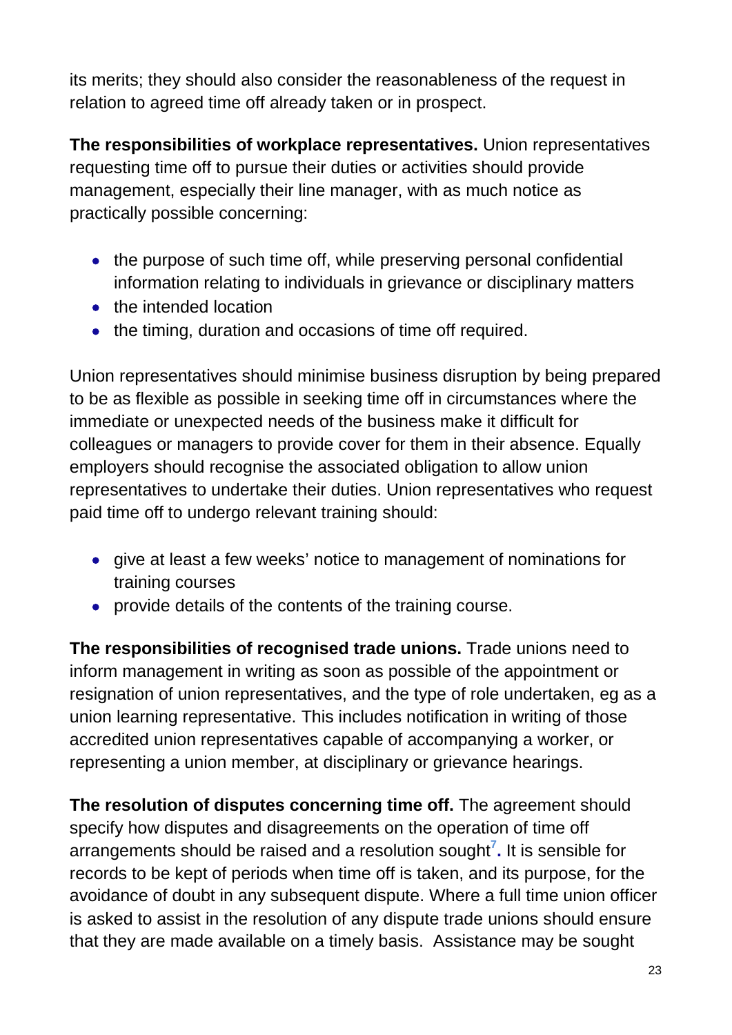its merits; they should also consider the reasonableness of the request in relation to agreed time off already taken or in prospect.

**The responsibilities of workplace representatives.** Union representatives requesting time off to pursue their duties or activities should provide management, especially their line manager, with as much notice as practically possible concerning:

- the purpose of such time off, while preserving personal confidential information relating to individuals in grievance or disciplinary matters
- the intended location
- the timing, duration and occasions of time off required.

Union representatives should minimise business disruption by being prepared to be as flexible as possible in seeking time off in circumstances where the immediate or unexpected needs of the business make it difficult for colleagues or managers to provide cover for them in their absence. Equally employers should recognise the associated obligation to allow union representatives to undertake their duties. Union representatives who request paid time off to undergo relevant training should:

- give at least a few weeks' notice to management of nominations for training courses
- provide details of the contents of the training course.

**The responsibilities of recognised trade unions.** Trade unions need to inform management in writing as soon as possible of the appointment or resignation of union representatives, and the type of role undertaken, eg as a union learning representative. This includes notification in writing of those accredited union representatives capable of accompanying a worker, or representing a union member, at disciplinary or grievance hearings.

**The resolution of disputes concerning time off.** The agreement should specify how disputes and disagreements on the operation of time off arrangements should be raised and a resolution sought[7]. It is sensible for records to be kept of periods when time off is taken, and its purpose, for the avoidance of doubt in any subsequent dispute. Where a full time union officer is asked to assist in the resolution of any dispute trade unions should ensure that they are made available on a timely basis. Assistance may be sought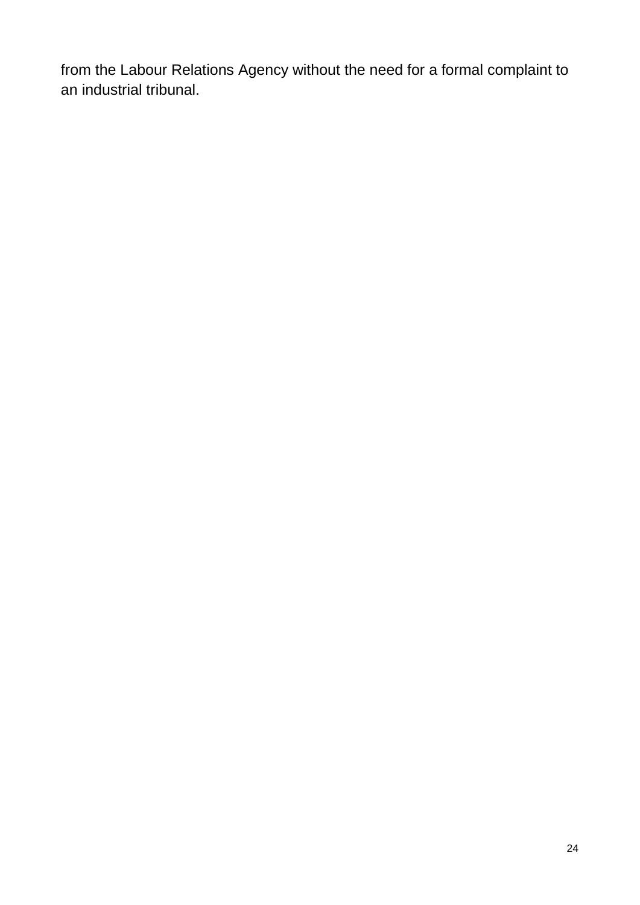from the Labour Relations Agency without the need for a formal complaint to an industrial tribunal.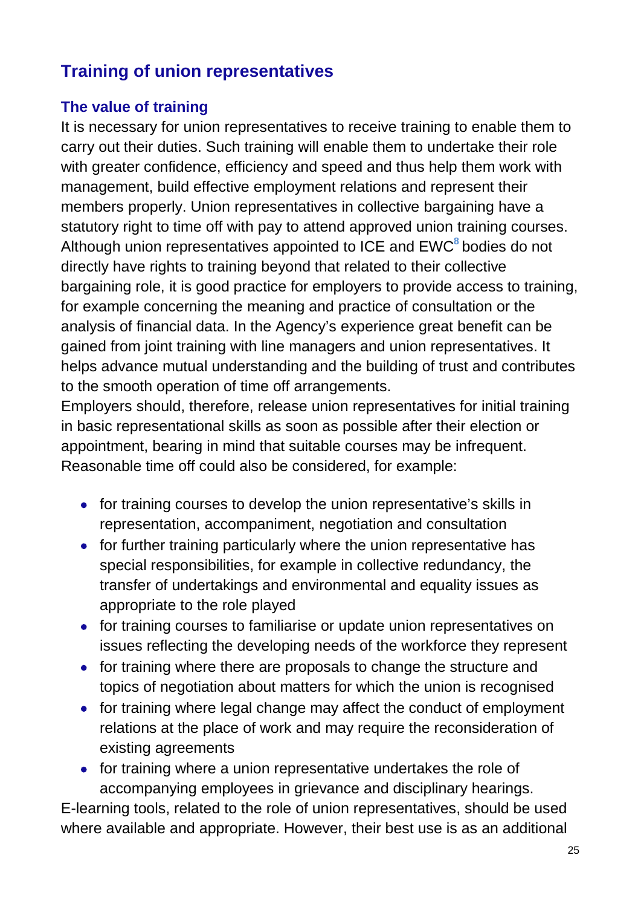## Training of union representatives

### The value of training

It is necessary for union representatives to receive training to enable them to carry out their duties. Such training will enable them to undertake their role with greater confidence, efficiency and speed and thus help them work with management, build effective employment relations and represent their members properly. Union representatives in collective bargaining have a statutory right to time off with pay to attend approved union training courses. Although union representatives appointed to ICE and EWC[8] bodies do not directly have rights to training beyond that related to their collective bargaining role, it is good practice for employers to provide access to training, for example concerning the meaning and practice of consultation or the analysis of financial data. In the Agency's experience great benefit can be gained from joint training with line managers and union representatives. It helps advance mutual understanding and the building of trust and contributes to the smooth operation of time off arrangements.

Employers should, therefore, release union representatives for initial training in basic representational skills as soon as possible after their election or appointment, bearing in mind that suitable courses may be infrequent. Reasonable time off could also be considered, for example:

- for training courses to develop the union representative's skills in representation, accompaniment, negotiation and consultation
- for further training particularly where the union representative has special responsibilities, for example in collective redundancy, the transfer of undertakings and environmental and equality issues as appropriate to the role played
- for training courses to familiarise or update union representatives on issues reflecting the developing needs of the workforce they represent
- for training where there are proposals to change the structure and topics of negotiation about matters for which the union is recognised
- for training where legal change may affect the conduct of employment relations at the place of work and may require the reconsideration of existing agreements
- for training where a union representative undertakes the role of accompanying employees in grievance and disciplinary hearings.

E-learning tools, related to the role of union representatives, should be used where available and appropriate. However, their best use is as an additional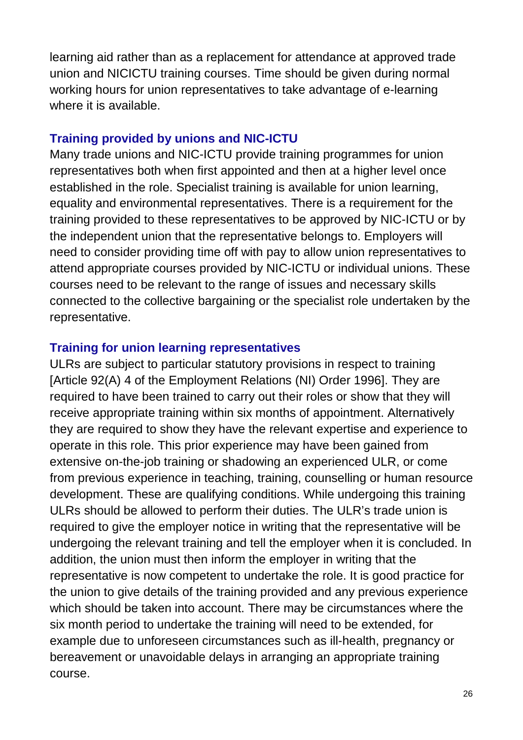learning aid rather than as a replacement for attendance at approved trade union and NICICTU training courses. Time should be given during normal working hours for union representatives to take advantage of e-learning where it is available.

### Training provided by unions and NIC-ICTU

Many trade unions and NIC-ICTU provide training programmes for union representatives both when first appointed and then at a higher level once established in the role. Specialist training is available for union learning, equality and environmental representatives. There is a requirement for the training provided to these representatives to be approved by NIC-ICTU or by the independent union that the representative belongs to. Employers will need to consider providing time off with pay to allow union representatives to attend appropriate courses provided by NIC-ICTU or individual unions. These courses need to be relevant to the range of issues and necessary skills connected to the collective bargaining or the specialist role undertaken by the representative.

### Training for union learning representatives

ULRs are subject to particular statutory provisions in respect to training [Article 92(A) 4 of the Employment Relations (NI) Order 1996]. They are required to have been trained to carry out their roles or show that they will receive appropriate training within six months of appointment. Alternatively they are required to show they have the relevant expertise and experience to operate in this role. This prior experience may have been gained from extensive on-the-job training or shadowing an experienced ULR, or come from previous experience in teaching, training, counselling or human resource development. These are qualifying conditions. While undergoing this training ULRs should be allowed to perform their duties. The ULR's trade union is required to give the employer notice in writing that the representative will be undergoing the relevant training and tell the employer when it is concluded. In addition, the union must then inform the employer in writing that the representative is now competent to undertake the role. It is good practice for the union to give details of the training provided and any previous experience which should be taken into account. There may be circumstances where the six month period to undertake the training will need to be extended, for example due to unforeseen circumstances such as ill-health, pregnancy or bereavement or unavoidable delays in arranging an appropriate training course.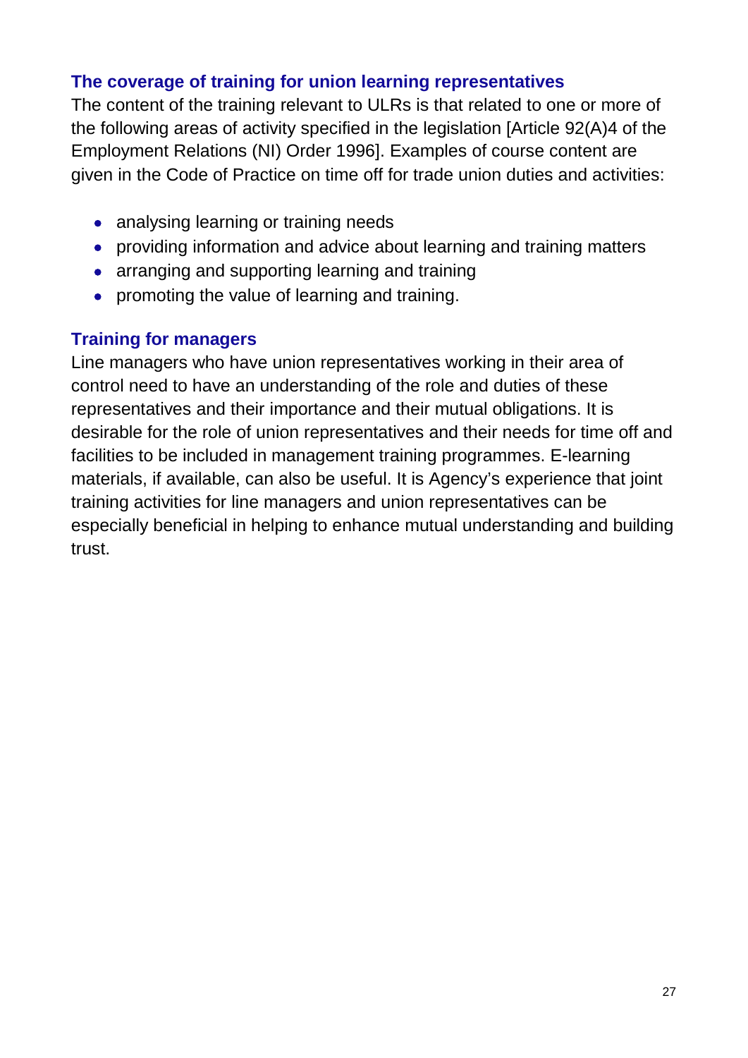### The coverage of training for union learning representatives

The content of the training relevant to ULRs is that related to one or more of the following areas of activity specified in the legislation [Article 92(A)4 of the Employment Relations (NI) Order 1996]. Examples of course content are given in the Code of Practice on time off for trade union duties and activities:

- analysing learning or training needs
- providing information and advice about learning and training matters
- arranging and supporting learning and training
- promoting the value of learning and training.

### Training for managers

Line managers who have union representatives working in their area of control need to have an understanding of the role and duties of these representatives and their importance and their mutual obligations. It is desirable for the role of union representatives and their needs for time off and facilities to be included in management training programmes. E-learning materials, if available, can also be useful. It is Agency's experience that joint training activities for line managers and union representatives can be especially beneficial in helping to enhance mutual understanding and building trust.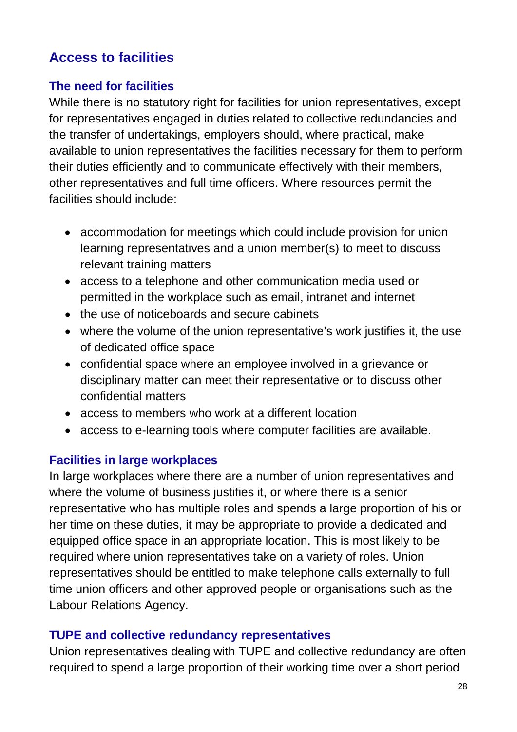## Access to facilities

### The need for facilities

While there is no statutory right for facilities for union representatives, except for representatives engaged in duties related to collective redundancies and the transfer of undertakings, employers should, where practical, make available to union representatives the facilities necessary for them to perform their duties efficiently and to communicate effectively with their members, other representatives and full time officers. Where resources permit the facilities should include:

- accommodation for meetings which could include provision for union learning representatives and a union member(s) to meet to discuss relevant training matters
- access to a telephone and other communication media used or permitted in the workplace such as email, intranet and internet
- the use of noticeboards and secure cabinets
- where the volume of the union representative's work justifies it, the use of dedicated office space
- confidential space where an employee involved in a grievance or disciplinary matter can meet their representative or to discuss other confidential matters
- access to members who work at a different location
- access to e-learning tools where computer facilities are available.

### Facilities in large workplaces

In large workplaces where there are a number of union representatives and where the volume of business justifies it, or where there is a senior representative who has multiple roles and spends a large proportion of his or her time on these duties, it may be appropriate to provide a dedicated and equipped office space in an appropriate location. This is most likely to be required where union representatives take on a variety of roles. Union representatives should be entitled to make telephone calls externally to full time union officers and other approved people or organisations such as the Labour Relations Agency.

### TUPE and collective redundancy representatives

Union representatives dealing with TUPE and collective redundancy are often required to spend a large proportion of their working time over a short period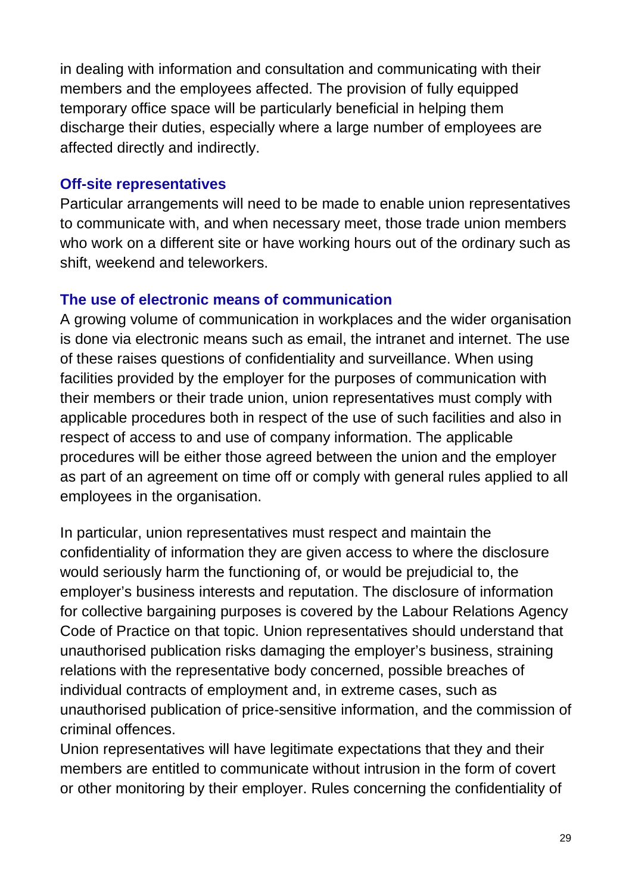in dealing with information and consultation and communicating with their members and the employees affected. The provision of fully equipped temporary office space will be particularly beneficial in helping them discharge their duties, especially where a large number of employees are affected directly and indirectly.

### Off-site representatives

Particular arrangements will need to be made to enable union representatives to communicate with, and when necessary meet, those trade union members who work on a different site or have working hours out of the ordinary such as shift, weekend and teleworkers.

### The use of electronic means of communication

A growing volume of communication in workplaces and the wider organisation is done via electronic means such as email, the intranet and internet. The use of these raises questions of confidentiality and surveillance. When using facilities provided by the employer for the purposes of communication with their members or their trade union, union representatives must comply with applicable procedures both in respect of the use of such facilities and also in respect of access to and use of company information. The applicable procedures will be either those agreed between the union and the employer as part of an agreement on time off or comply with general rules applied to all employees in the organisation.

In particular, union representatives must respect and maintain the confidentiality of information they are given access to where the disclosure would seriously harm the functioning of, or would be prejudicial to, the employer's business interests and reputation. The disclosure of information for collective bargaining purposes is covered by the Labour Relations Agency Code of Practice on that topic. Union representatives should understand that unauthorised publication risks damaging the employer's business, straining relations with the representative body concerned, possible breaches of individual contracts of employment and, in extreme cases, such as unauthorised publication of price-sensitive information, and the commission of criminal offences.
Union representatives will have legitimate expectations that they and their members are entitled to communicate without intrusion in the form of covert or other monitoring by their employer. Rules concerning the confidentiality of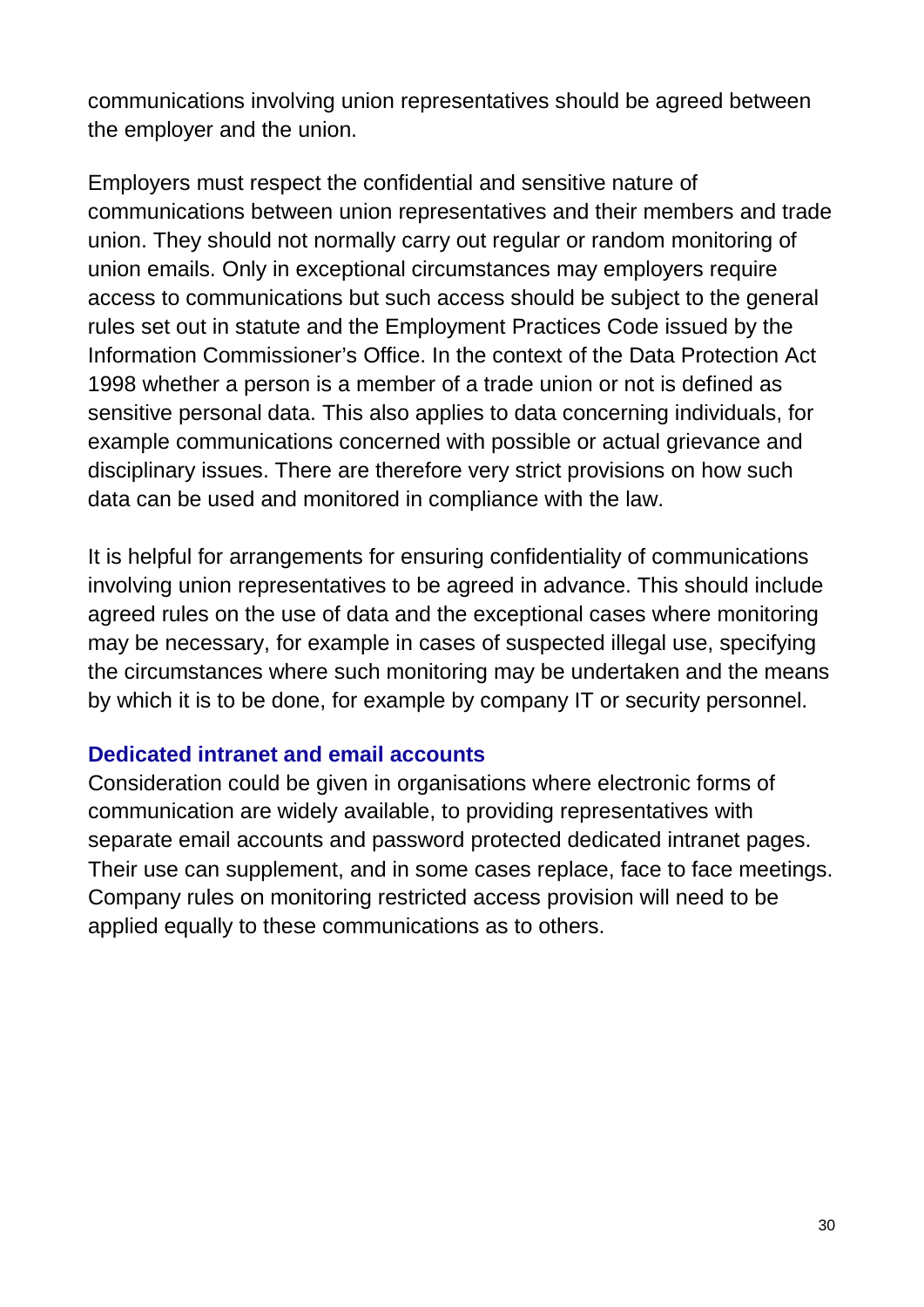communications involving union representatives should be agreed between the employer and the union.

Employers must respect the confidential and sensitive nature of communications between union representatives and their members and trade union. They should not normally carry out regular or random monitoring of union emails. Only in exceptional circumstances may employers require access to communications but such access should be subject to the general rules set out in statute and the Employment Practices Code issued by the Information Commissioner's Office. In the context of the Data Protection Act 1998 whether a person is a member of a trade union or not is defined as sensitive personal data. This also applies to data concerning individuals, for example communications concerned with possible or actual grievance and disciplinary issues. There are therefore very strict provisions on how such data can be used and monitored in compliance with the law.

It is helpful for arrangements for ensuring confidentiality of communications involving union representatives to be agreed in advance. This should include agreed rules on the use of data and the exceptional cases where monitoring may be necessary, for example in cases of suspected illegal use, specifying the circumstances where such monitoring may be undertaken and the means by which it is to be done, for example by company IT or security personnel.

### Dedicated intranet and email accounts

Consideration could be given in organisations where electronic forms of communication are widely available, to providing representatives with separate email accounts and password protected dedicated intranet pages. Their use can supplement, and in some cases replace, face to face meetings. Company rules on monitoring restricted access provision will need to be applied equally to these communications as to others.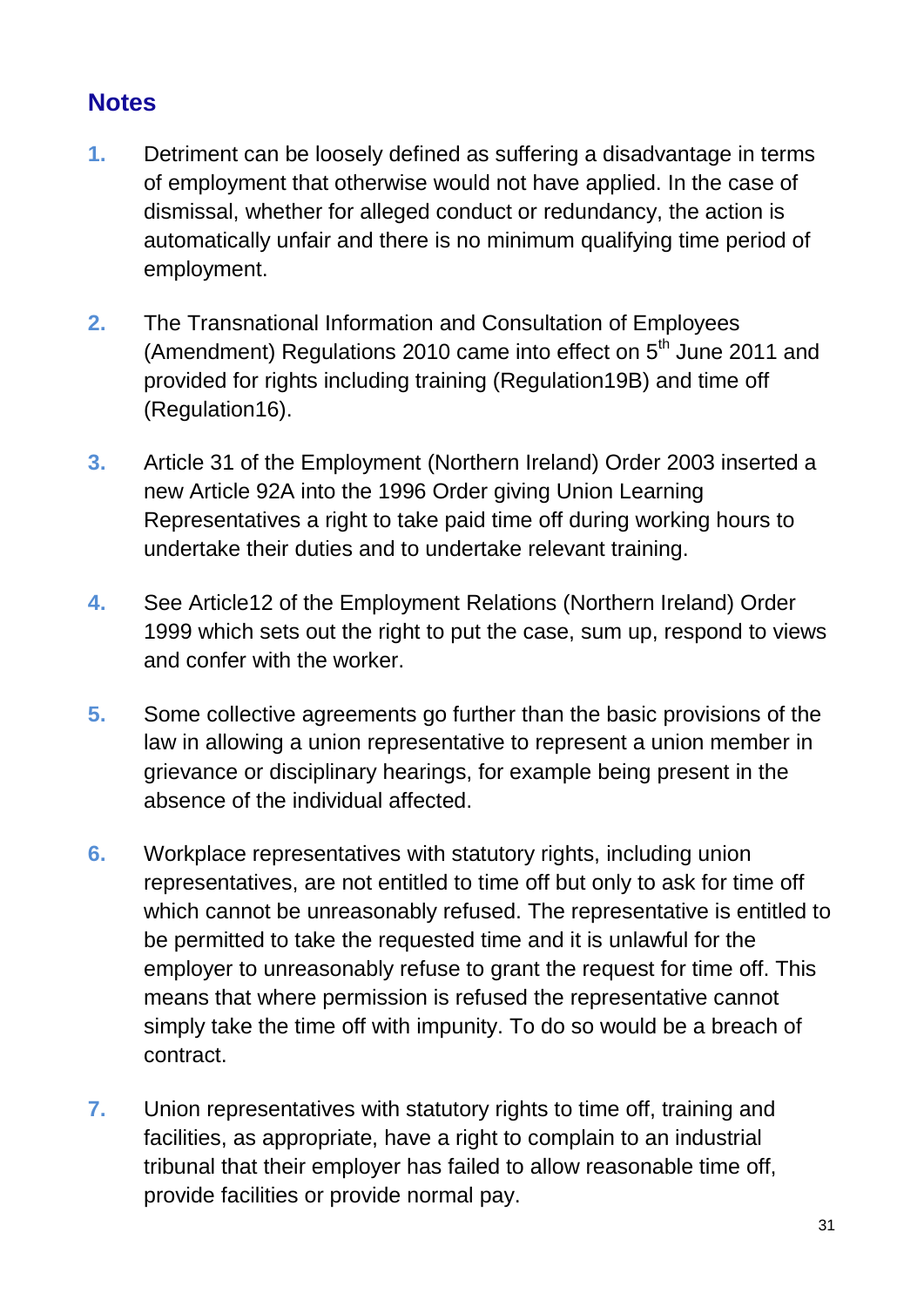## Notes

1. Detriment can be loosely defined as suffering a disadvantage in terms of employment that otherwise would not have applied. In the case of dismissal, whether for alleged conduct or redundancy, the action is automatically unfair and there is no minimum qualifying time period of employment.

2. The Transnational Information and Consultation of Employees (Amendment) Regulations 2010 came into effect on 5th June 2011 and provided for rights including training (Regulation19B) and time off (Regulation16).

3. Article 31 of the Employment (Northern Ireland) Order 2003 inserted a new Article 92A into the 1996 Order giving Union Learning Representatives a right to take paid time off during working hours to undertake their duties and to undertake relevant training.

4. See Article12 of the Employment Relations (Northern Ireland) Order 1999 which sets out the right to put the case, sum up, respond to views and confer with the worker.

5. Some collective agreements go further than the basic provisions of the law in allowing a union representative to represent a union member in grievance or disciplinary hearings, for example being present in the absence of the individual affected.

6. Workplace representatives with statutory rights, including union representatives, are not entitled to time off but only to ask for time off which cannot be unreasonably refused. The representative is entitled to be permitted to take the requested time and it is unlawful for the employer to unreasonably refuse to grant the request for time off. This means that where permission is refused the representative cannot simply take the time off with impunity. To do so would be a breach of contract.

7. Union representatives with statutory rights to time off, training and facilities, as appropriate, have a right to complain to an industrial tribunal that their employer has failed to allow reasonable time off, provide facilities or provide normal pay.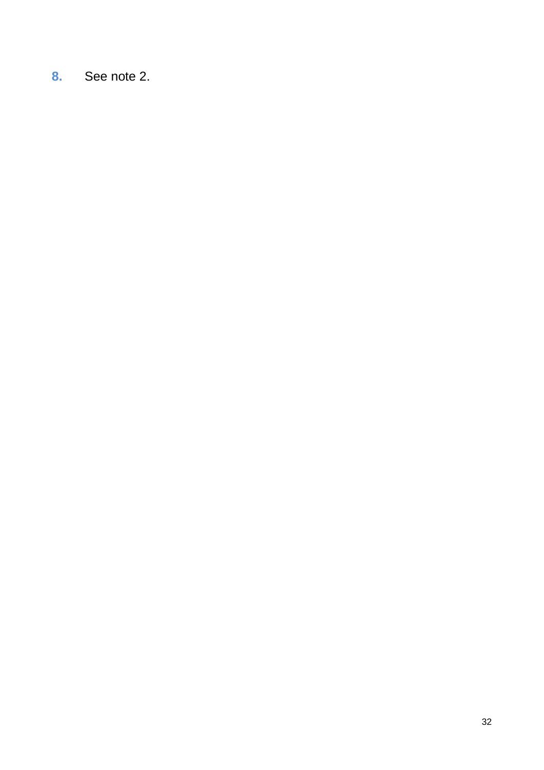8. See note 2.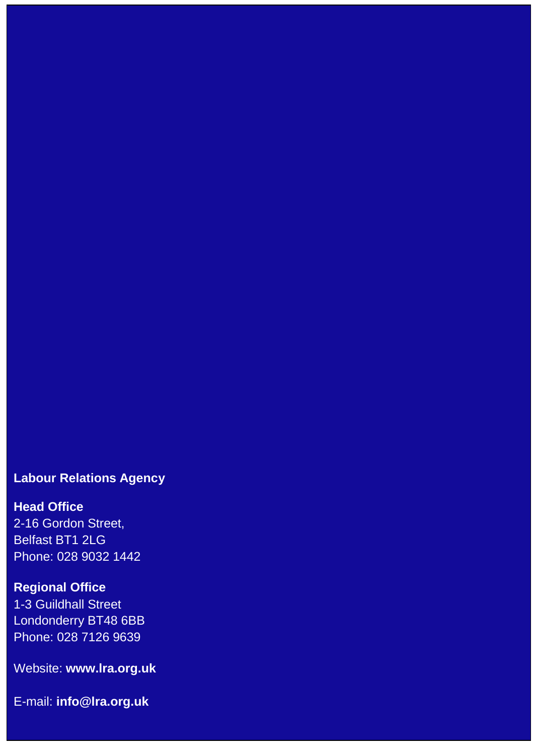**Labour Relations Agency**

**Head Office**
2-16 Gordon Street,
Belfast BT1 2LG
Phone: 028 9032 1442

**Regional Office**
1-3 Guildhall Street
Londonderry BT48 6BB
Phone: 028 7126 9639

Website: **www.lra.org.uk**

E-mail: **info@lra.org.uk**